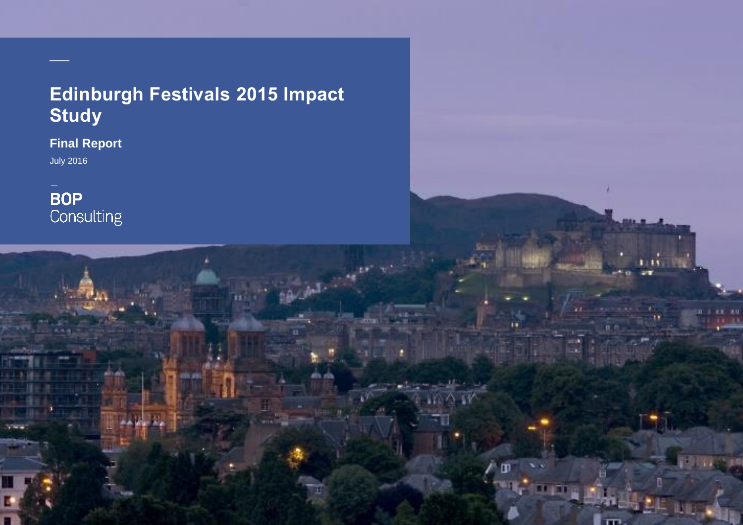# Edinburgh Festivals 2015 Impact Study

**Final Report**

July 2016

BOP Consulting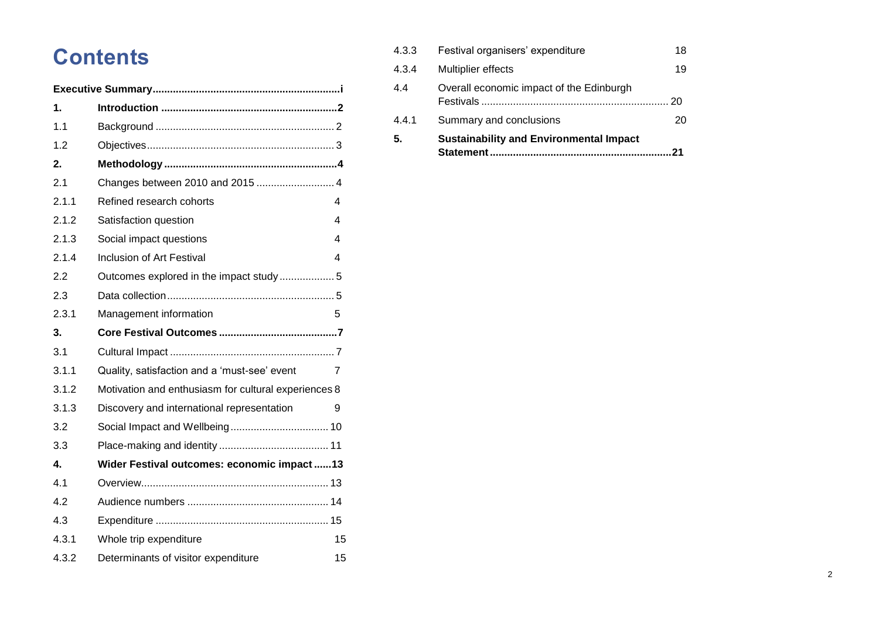# Contents

| | | |
|---|---|---|
| **Executive Summary** | | **i** |
| **1.** | **Introduction** | **2** |
| 1.1 | Background | 2 |
| 1.2 | Objectives | 3 |
| **2.** | **Methodology** | **4** |
| 2.1 | Changes between 2010 and 2015 | 4 |
| 2.1.1 | Refined research cohorts | 4 |
| 2.1.2 | Satisfaction question | 4 |
| 2.1.3 | Social impact questions | 4 |
| 2.1.4 | Inclusion of Art Festival | 4 |
| 2.2 | Outcomes explored in the impact study | 5 |
| 2.3 | Data collection | 5 |
| 2.3.1 | Management information | 5 |
| **3.** | **Core Festival Outcomes** | **7** |
| 3.1 | Cultural Impact | 7 |
| 3.1.1 | Quality, satisfaction and a 'must-see' event | 7 |
| 3.1.2 | Motivation and enthusiasm for cultural experiences | 8 |
| 3.1.3 | Discovery and international representation | 9 |
| 3.2 | Social Impact and Wellbeing | 10 |
| 3.3 | Place-making and identity | 11 |
| **4.** | **Wider Festival outcomes: economic impact** | **13** |
| 4.1 | Overview | 13 |
| 4.2 | Audience numbers | 14 |
| 4.3 | Expenditure | 15 |
| 4.3.1 | Whole trip expenditure | 15 |
| 4.3.2 | Determinants of visitor expenditure | 15 |
| 4.3.3 | Festival organisers' expenditure | 18 |
| 4.3.4 | Multiplier effects | 19 |
| 4.4 | Overall economic impact of the Edinburgh Festivals | 20 |
| 4.4.1 | Summary and conclusions | 20 |
| **5.** | **Sustainability and Environmental Impact Statement** | **21** |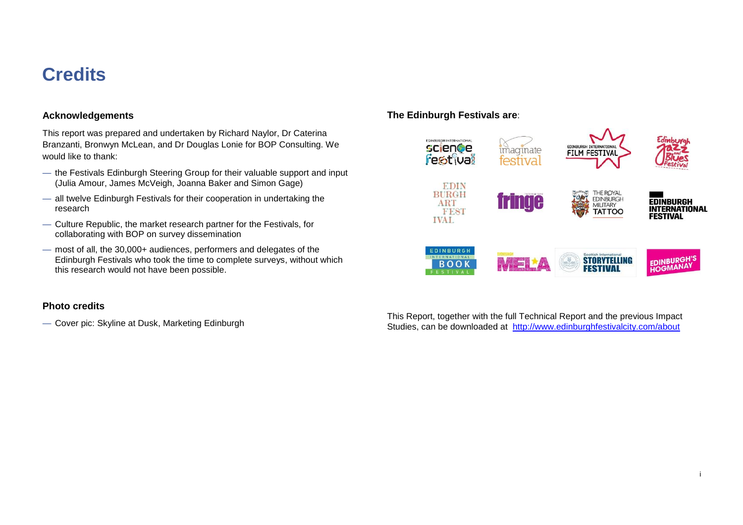# Credits

## Acknowledgements

This report was prepared and undertaken by Richard Naylor, Dr Caterina Branzanti, Bronwyn McLean, and Dr Douglas Lonie for BOP Consulting. We would like to thank:

- the Festivals Edinburgh Steering Group for their valuable support and input (Julia Amour, James McVeigh, Joanna Baker and Simon Gage)
- all twelve Edinburgh Festivals for their cooperation in undertaking the research
- Culture Republic, the market research partner for the Festivals, for collaborating with BOP on survey dissemination
- most of all, the 30,000+ audiences, performers and delegates of the Edinburgh Festivals who took the time to complete surveys, without which this research would not have been possible.

## Photo credits

- Cover pic: Skyline at Dusk, Marketing Edinburgh

**The Edinburgh Festivals are**:

This Report, together with the full Technical Report and the previous Impact Studies, can be downloaded at http://www.edinburghfestivalcity.com/about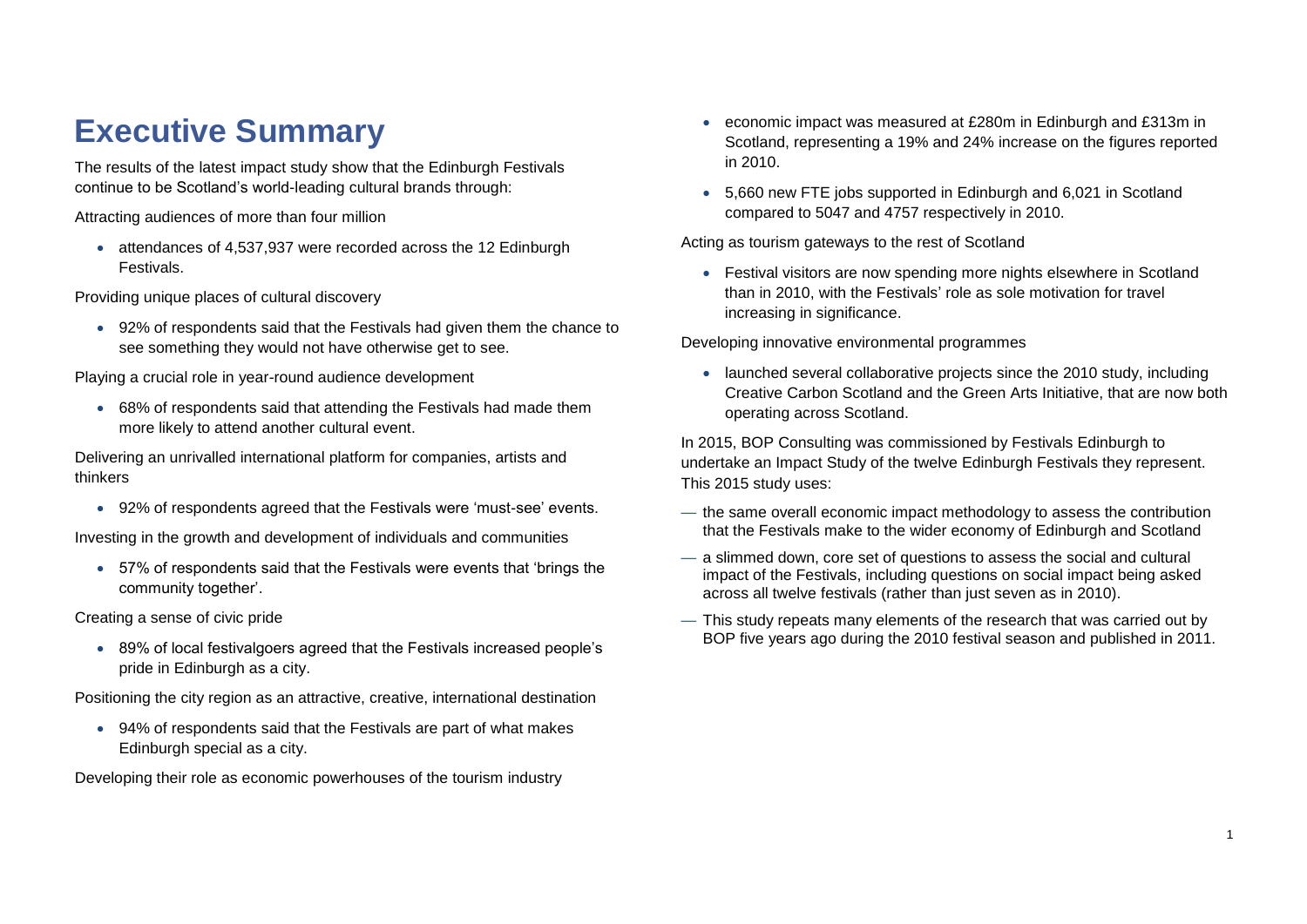# Executive Summary

The results of the latest impact study show that the Edinburgh Festivals continue to be Scotland's world-leading cultural brands through:

Attracting audiences of more than four million

- attendances of 4,537,937 were recorded across the 12 Edinburgh Festivals.

Providing unique places of cultural discovery

- 92% of respondents said that the Festivals had given them the chance to see something they would not have otherwise get to see.

Playing a crucial role in year-round audience development

- 68% of respondents said that attending the Festivals had made them more likely to attend another cultural event.

Delivering an unrivalled international platform for companies, artists and thinkers

- 92% of respondents agreed that the Festivals were 'must-see' events.

Investing in the growth and development of individuals and communities

- 57% of respondents said that the Festivals were events that 'brings the community together'.

Creating a sense of civic pride

- 89% of local festivalgoers agreed that the Festivals increased people's pride in Edinburgh as a city.

Positioning the city region as an attractive, creative, international destination

- 94% of respondents said that the Festivals are part of what makes Edinburgh special as a city.

Developing their role as economic powerhouses of the tourism industry

- economic impact was measured at £280m in Edinburgh and £313m in Scotland, representing a 19% and 24% increase on the figures reported in 2010.
- 5,660 new FTE jobs supported in Edinburgh and 6,021 in Scotland compared to 5047 and 4757 respectively in 2010.

Acting as tourism gateways to the rest of Scotland

- Festival visitors are now spending more nights elsewhere in Scotland than in 2010, with the Festivals' role as sole motivation for travel increasing in significance.

Developing innovative environmental programmes

- launched several collaborative projects since the 2010 study, including Creative Carbon Scotland and the Green Arts Initiative, that are now both operating across Scotland.

In 2015, BOP Consulting was commissioned by Festivals Edinburgh to undertake an Impact Study of the twelve Edinburgh Festivals they represent. This 2015 study uses:

- the same overall economic impact methodology to assess the contribution that the Festivals make to the wider economy of Edinburgh and Scotland
- a slimmed down, core set of questions to assess the social and cultural impact of the Festivals, including questions on social impact being asked across all twelve festivals (rather than just seven as in 2010).
- This study repeats many elements of the research that was carried out by BOP five years ago during the 2010 festival season and published in 2011.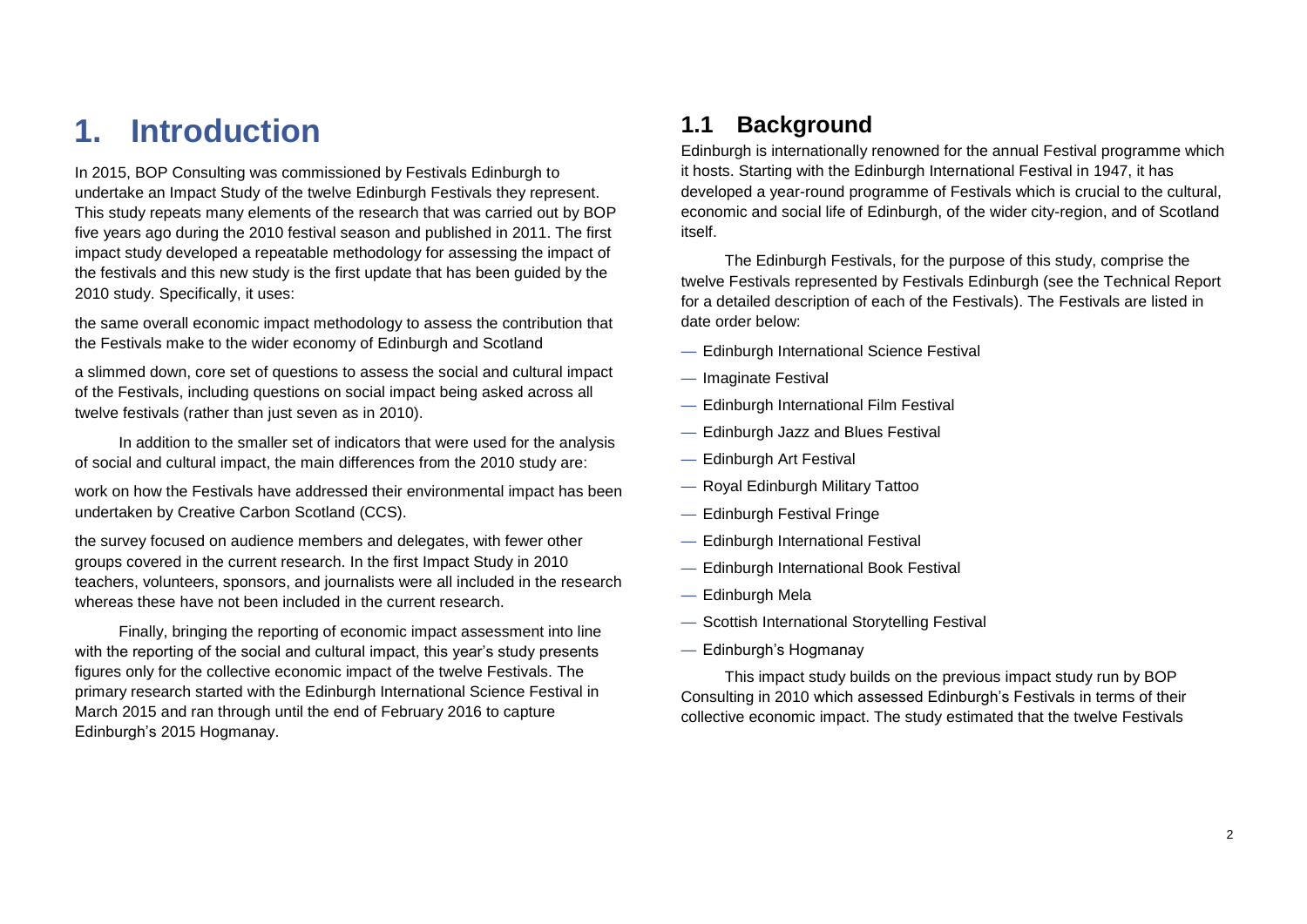# 1. Introduction

In 2015, BOP Consulting was commissioned by Festivals Edinburgh to undertake an Impact Study of the twelve Edinburgh Festivals they represent. This study repeats many elements of the research that was carried out by BOP five years ago during the 2010 festival season and published in 2011. The first impact study developed a repeatable methodology for assessing the impact of the festivals and this new study is the first update that has been guided by the 2010 study. Specifically, it uses:

the same overall economic impact methodology to assess the contribution that the Festivals make to the wider economy of Edinburgh and Scotland

a slimmed down, core set of questions to assess the social and cultural impact of the Festivals, including questions on social impact being asked across all twelve festivals (rather than just seven as in 2010).

In addition to the smaller set of indicators that were used for the analysis of social and cultural impact, the main differences from the 2010 study are:

work on how the Festivals have addressed their environmental impact has been undertaken by Creative Carbon Scotland (CCS).

the survey focused on audience members and delegates, with fewer other groups covered in the current research. In the first Impact Study in 2010 teachers, volunteers, sponsors, and journalists were all included in the research whereas these have not been included in the current research.

Finally, bringing the reporting of economic impact assessment into line with the reporting of the social and cultural impact, this year's study presents figures only for the collective economic impact of the twelve Festivals. The primary research started with the Edinburgh International Science Festival in March 2015 and ran through until the end of February 2016 to capture Edinburgh's 2015 Hogmanay.

## 1.1 Background

Edinburgh is internationally renowned for the annual Festival programme which it hosts. Starting with the Edinburgh International Festival in 1947, it has developed a year-round programme of Festivals which is crucial to the cultural, economic and social life of Edinburgh, of the wider city-region, and of Scotland itself.

The Edinburgh Festivals, for the purpose of this study, comprise the twelve Festivals represented by Festivals Edinburgh (see the Technical Report for a detailed description of each of the Festivals). The Festivals are listed in date order below:

- Edinburgh International Science Festival
- Imaginate Festival
- Edinburgh International Film Festival
- Edinburgh Jazz and Blues Festival
- Edinburgh Art Festival
- Royal Edinburgh Military Tattoo
- Edinburgh Festival Fringe
- Edinburgh International Festival
- Edinburgh International Book Festival
- Edinburgh Mela
- Scottish International Storytelling Festival
- Edinburgh's Hogmanay

This impact study builds on the previous impact study run by BOP Consulting in 2010 which assessed Edinburgh's Festivals in terms of their collective economic impact. The study estimated that the twelve Festivals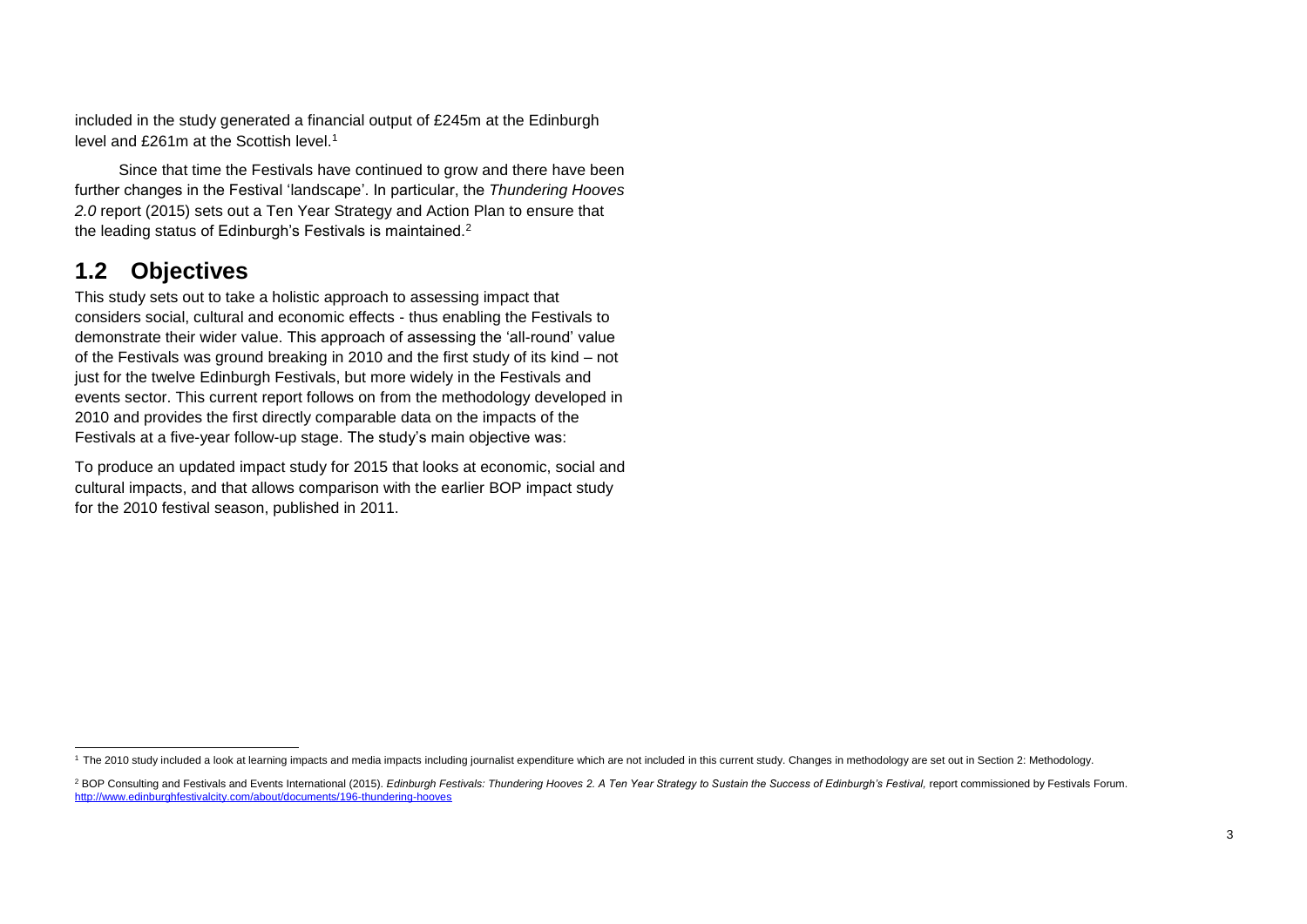included in the study generated a financial output of £245m at the Edinburgh level and £261m at the Scottish level.[1]

Since that time the Festivals have continued to grow and there have been further changes in the Festival 'landscape'. In particular, the *Thundering Hooves 2.0* report (2015) sets out a Ten Year Strategy and Action Plan to ensure that the leading status of Edinburgh's Festivals is maintained.[2]

## 1.2 Objectives

This study sets out to take a holistic approach to assessing impact that considers social, cultural and economic effects - thus enabling the Festivals to demonstrate their wider value. This approach of assessing the 'all-round' value of the Festivals was ground breaking in 2010 and the first study of its kind – not just for the twelve Edinburgh Festivals, but more widely in the Festivals and events sector. This current report follows on from the methodology developed in 2010 and provides the first directly comparable data on the impacts of the Festivals at a five-year follow-up stage. The study's main objective was:

To produce an updated impact study for 2015 that looks at economic, social and cultural impacts, and that allows comparison with the earlier BOP impact study for the 2010 festival season, published in 2011.

---

[1] The 2010 study included a look at learning impacts and media impacts including journalist expenditure which are not included in this current study. Changes in methodology are set out in Section 2: Methodology.

[2] BOP Consulting and Festivals and Events International (2015). *Edinburgh Festivals: Thundering Hooves 2. A Ten Year Strategy to Sustain the Success of Edinburgh's Festival,* report commissioned by Festivals Forum. http://www.edinburghfestivalcity.com/about/documents/196-thundering-hooves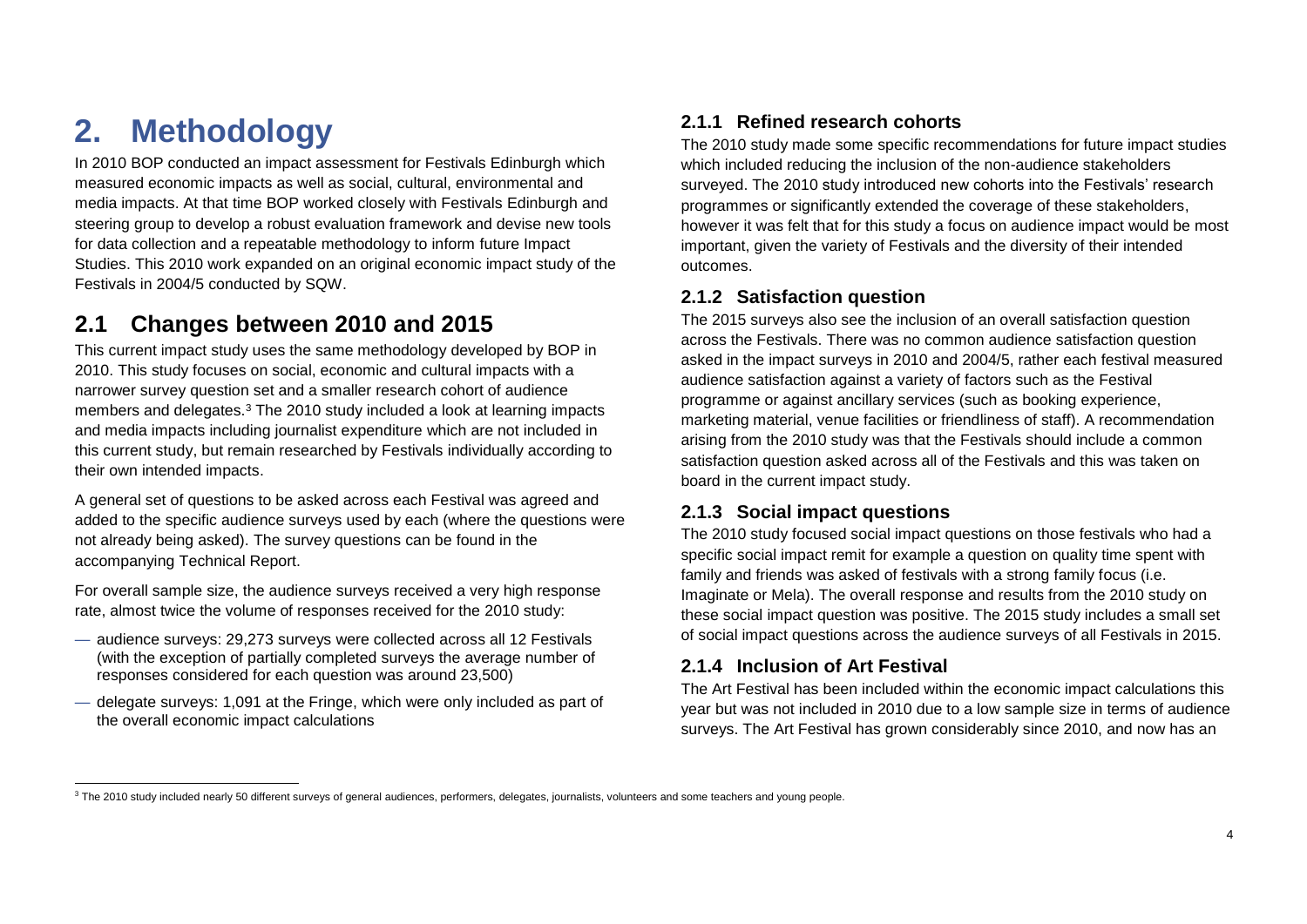# 2. Methodology

In 2010 BOP conducted an impact assessment for Festivals Edinburgh which measured economic impacts as well as social, cultural, environmental and media impacts. At that time BOP worked closely with Festivals Edinburgh and steering group to develop a robust evaluation framework and devise new tools for data collection and a repeatable methodology to inform future Impact Studies. This 2010 work expanded on an original economic impact study of the Festivals in 2004/5 conducted by SQW.

## 2.1 Changes between 2010 and 2015

This current impact study uses the same methodology developed by BOP in 2010. This study focuses on social, economic and cultural impacts with a narrower survey question set and a smaller research cohort of audience members and delegates.[3] The 2010 study included a look at learning impacts and media impacts including journalist expenditure which are not included in this current study, but remain researched by Festivals individually according to their own intended impacts.

A general set of questions to be asked across each Festival was agreed and added to the specific audience surveys used by each (where the questions were not already being asked). The survey questions can be found in the accompanying Technical Report.

For overall sample size, the audience surveys received a very high response rate, almost twice the volume of responses received for the 2010 study:

- audience surveys: 29,273 surveys were collected across all 12 Festivals (with the exception of partially completed surveys the average number of responses considered for each question was around 23,500)
- delegate surveys: 1,091 at the Fringe, which were only included as part of the overall economic impact calculations

### 2.1.1 Refined research cohorts

The 2010 study made some specific recommendations for future impact studies which included reducing the inclusion of the non-audience stakeholders surveyed. The 2010 study introduced new cohorts into the Festivals' research programmes or significantly extended the coverage of these stakeholders, however it was felt that for this study a focus on audience impact would be most important, given the variety of Festivals and the diversity of their intended outcomes.

### 2.1.2 Satisfaction question

The 2015 surveys also see the inclusion of an overall satisfaction question across the Festivals. There was no common audience satisfaction question asked in the impact surveys in 2010 and 2004/5, rather each festival measured audience satisfaction against a variety of factors such as the Festival programme or against ancillary services (such as booking experience, marketing material, venue facilities or friendliness of staff). A recommendation arising from the 2010 study was that the Festivals should include a common satisfaction question asked across all of the Festivals and this was taken on board in the current impact study.

### 2.1.3 Social impact questions

The 2010 study focused social impact questions on those festivals who had a specific social impact remit for example a question on quality time spent with family and friends was asked of festivals with a strong family focus (i.e. Imaginate or Mela). The overall response and results from the 2010 study on these social impact question was positive. The 2015 study includes a small set of social impact questions across the audience surveys of all Festivals in 2015.

### 2.1.4 Inclusion of Art Festival

The Art Festival has been included within the economic impact calculations this year but was not included in 2010 due to a low sample size in terms of audience surveys. The Art Festival has grown considerably since 2010, and now has an

[3] The 2010 study included nearly 50 different surveys of general audiences, performers, delegates, journalists, volunteers and some teachers and young people.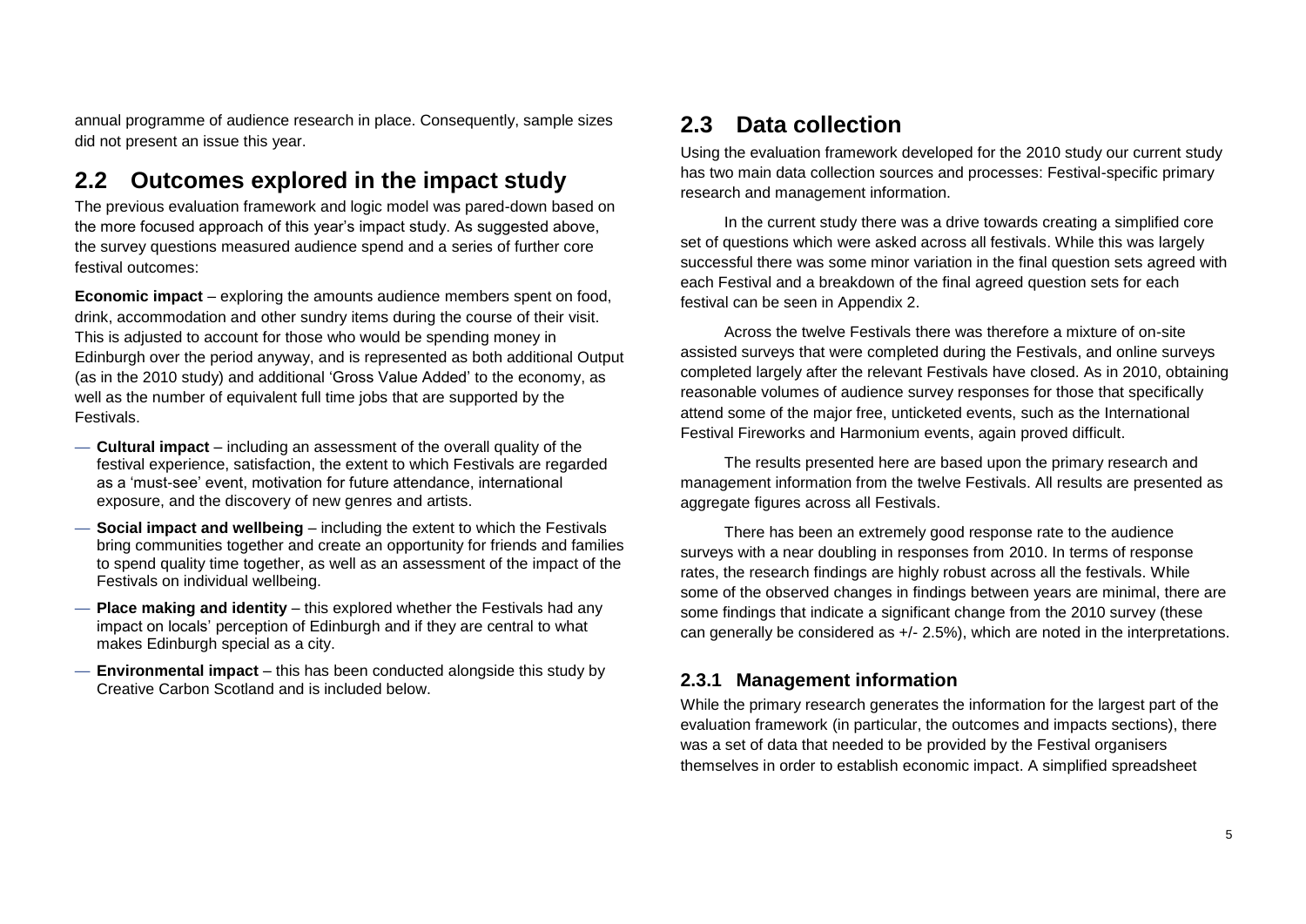annual programme of audience research in place. Consequently, sample sizes did not present an issue this year.

## 2.2 Outcomes explored in the impact study

The previous evaluation framework and logic model was pared-down based on the more focused approach of this year's impact study. As suggested above, the survey questions measured audience spend and a series of further core festival outcomes:

**Economic impact** – exploring the amounts audience members spent on food, drink, accommodation and other sundry items during the course of their visit. This is adjusted to account for those who would be spending money in Edinburgh over the period anyway, and is represented as both additional Output (as in the 2010 study) and additional 'Gross Value Added' to the economy, as well as the number of equivalent full time jobs that are supported by the Festivals.

- **Cultural impact** – including an assessment of the overall quality of the festival experience, satisfaction, the extent to which Festivals are regarded as a 'must-see' event, motivation for future attendance, international exposure, and the discovery of new genres and artists.
- **Social impact and wellbeing** – including the extent to which the Festivals bring communities together and create an opportunity for friends and families to spend quality time together, as well as an assessment of the impact of the Festivals on individual wellbeing.
- **Place making and identity** – this explored whether the Festivals had any impact on locals' perception of Edinburgh and if they are central to what makes Edinburgh special as a city.
- **Environmental impact** – this has been conducted alongside this study by Creative Carbon Scotland and is included below.

## 2.3 Data collection

Using the evaluation framework developed for the 2010 study our current study has two main data collection sources and processes: Festival-specific primary research and management information.

In the current study there was a drive towards creating a simplified core set of questions which were asked across all festivals. While this was largely successful there was some minor variation in the final question sets agreed with each Festival and a breakdown of the final agreed question sets for each festival can be seen in Appendix 2.

Across the twelve Festivals there was therefore a mixture of on-site assisted surveys that were completed during the Festivals, and online surveys completed largely after the relevant Festivals have closed. As in 2010, obtaining reasonable volumes of audience survey responses for those that specifically attend some of the major free, unticketed events, such as the International Festival Fireworks and Harmonium events, again proved difficult.

The results presented here are based upon the primary research and management information from the twelve Festivals. All results are presented as aggregate figures across all Festivals.

There has been an extremely good response rate to the audience surveys with a near doubling in responses from 2010. In terms of response rates, the research findings are highly robust across all the festivals. While some of the observed changes in findings between years are minimal, there are some findings that indicate a significant change from the 2010 survey (these can generally be considered as +/- 2.5%), which are noted in the interpretations.

### 2.3.1 Management information

While the primary research generates the information for the largest part of the evaluation framework (in particular, the outcomes and impacts sections), there was a set of data that needed to be provided by the Festival organisers themselves in order to establish economic impact. A simplified spreadsheet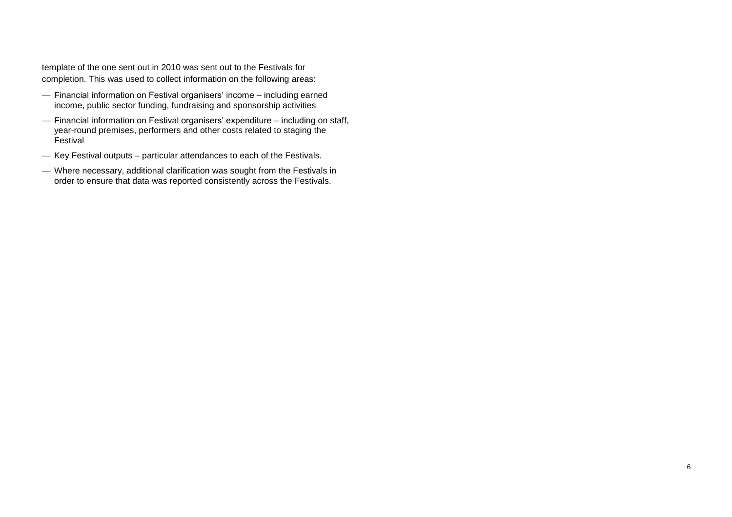template of the one sent out in 2010 was sent out to the Festivals for completion. This was used to collect information on the following areas:

- Financial information on Festival organisers' income – including earned income, public sector funding, fundraising and sponsorship activities
- Financial information on Festival organisers' expenditure – including on staff, year-round premises, performers and other costs related to staging the Festival
- Key Festival outputs – particular attendances to each of the Festivals.
- Where necessary, additional clarification was sought from the Festivals in order to ensure that data was reported consistently across the Festivals.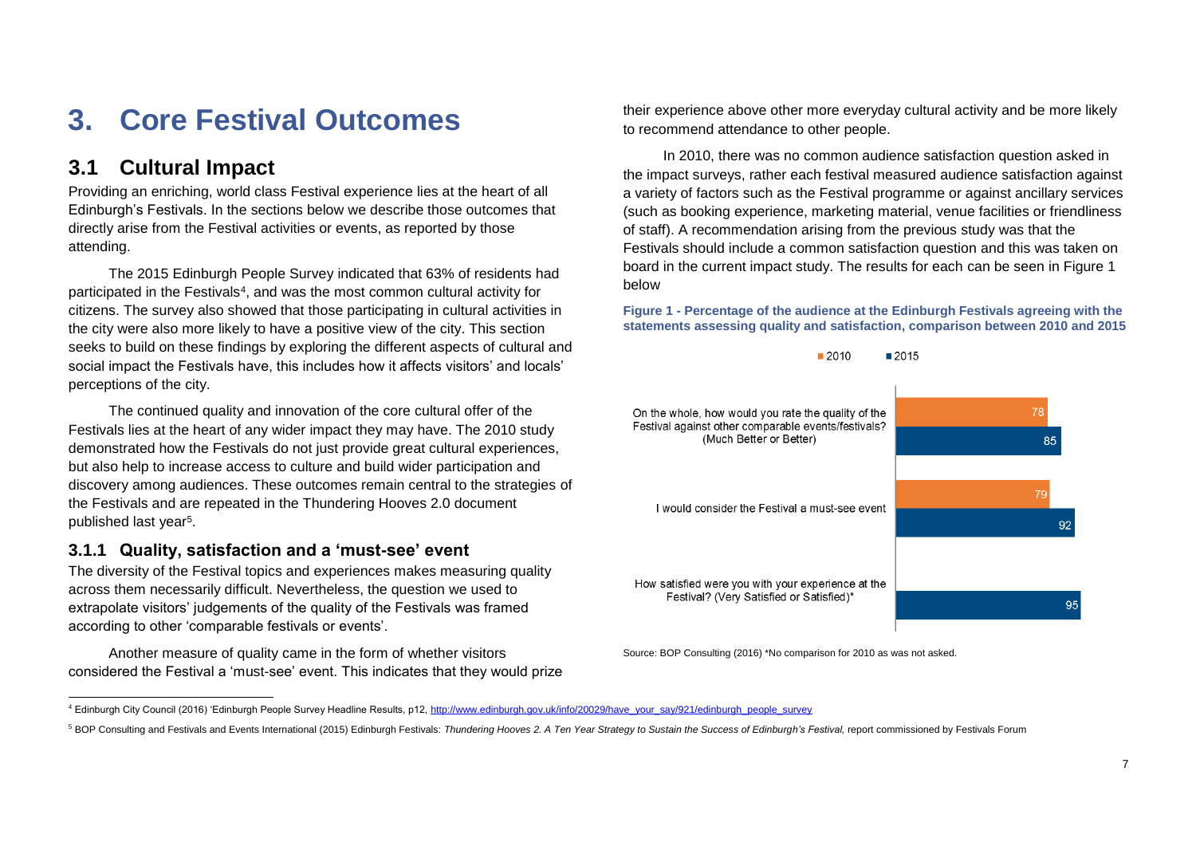# 3. Core Festival Outcomes

## 3.1 Cultural Impact

Providing an enriching, world class Festival experience lies at the heart of all Edinburgh's Festivals. In the sections below we describe those outcomes that directly arise from the Festival activities or events, as reported by those attending.

The 2015 Edinburgh People Survey indicated that 63% of residents had participated in the Festivals[4], and was the most common cultural activity for citizens. The survey also showed that those participating in cultural activities in the city were also more likely to have a positive view of the city. This section seeks to build on these findings by exploring the different aspects of cultural and social impact the Festivals have, this includes how it affects visitors' and locals' perceptions of the city.

The continued quality and innovation of the core cultural offer of the Festivals lies at the heart of any wider impact they may have. The 2010 study demonstrated how the Festivals do not just provide great cultural experiences, but also help to increase access to culture and build wider participation and discovery among audiences. These outcomes remain central to the strategies of the Festivals and are repeated in the Thundering Hooves 2.0 document published last year[5].

### 3.1.1 Quality, satisfaction and a 'must-see' event

The diversity of the Festival topics and experiences makes measuring quality across them necessarily difficult. Nevertheless, the question we used to extrapolate visitors' judgements of the quality of the Festivals was framed according to other 'comparable festivals or events'.

Another measure of quality came in the form of whether visitors considered the Festival a 'must-see' event. This indicates that they would prize their experience above other more everyday cultural activity and be more likely to recommend attendance to other people.

In 2010, there was no common audience satisfaction question asked in the impact surveys, rather each festival measured audience satisfaction against a variety of factors such as the Festival programme or against ancillary services (such as booking experience, marketing material, venue facilities or friendliness of staff). A recommendation arising from the previous study was that the Festivals should include a common satisfaction question and this was taken on board in the current impact study. The results for each can be seen in Figure 1 below

**Figure 1 - Percentage of the audience at the Edinburgh Festivals agreeing with the statements assessing quality and satisfaction, comparison between 2010 and 2015**

| Statement | 2010 | 2015 |
|---|---|---|
| On the whole, how would you rate the quality of the Festival against other comparable events/festivals? (Much Better or Better) | 78 | 85 |
| I would consider the Festival a must-see event | 79 | 92 |
| How satisfied were you with your experience at the Festival? (Very Satisfied or Satisfied)* | | 95 |

Source: BOP Consulting (2016) *No comparison for 2010 as was not asked.

---

[4] Edinburgh City Council (2016) 'Edinburgh People Survey Headline Results, p12, http://www.edinburgh.gov.uk/info/20029/have_your_say/921/edinburgh_people_survey

[5] BOP Consulting and Festivals and Events International (2015) Edinburgh Festivals: *Thundering Hooves 2. A Ten Year Strategy to Sustain the Success of Edinburgh's Festival,* report commissioned by Festivals Forum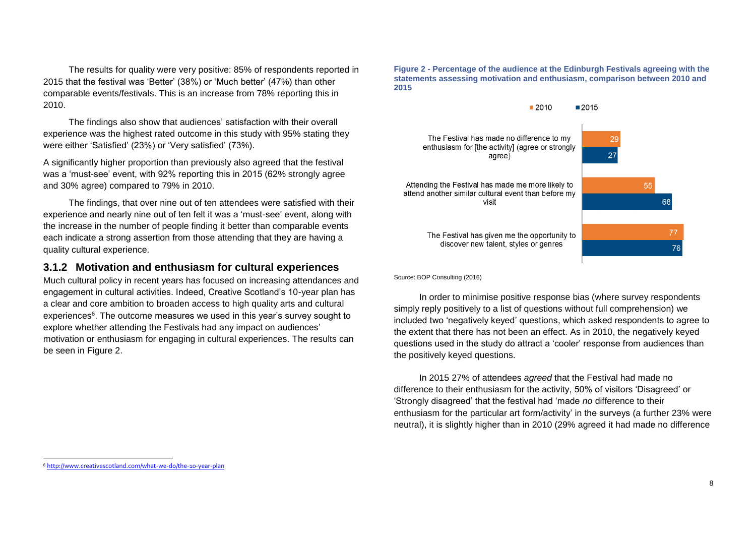The results for quality were very positive: 85% of respondents reported in 2015 that the festival was 'Better' (38%) or 'Much better' (47%) than other comparable events/festivals. This is an increase from 78% reporting this in 2010.

The findings also show that audiences' satisfaction with their overall experience was the highest rated outcome in this study with 95% stating they were either 'Satisfied' (23%) or 'Very satisfied' (73%).

A significantly higher proportion than previously also agreed that the festival was a 'must-see' event, with 92% reporting this in 2015 (62% strongly agree and 30% agree) compared to 79% in 2010.

The findings, that over nine out of ten attendees were satisfied with their experience and nearly nine out of ten felt it was a 'must-see' event, along with the increase in the number of people finding it better than comparable events each indicate a strong assertion from those attending that they are having a quality cultural experience.

### 3.1.2 Motivation and enthusiasm for cultural experiences

Much cultural policy in recent years has focused on increasing attendances and engagement in cultural activities. Indeed, Creative Scotland's 10-year plan has a clear and core ambition to broaden access to high quality arts and cultural experiences[6]. The outcome measures we used in this year's survey sought to explore whether attending the Festivals had any impact on audiences' motivation or enthusiasm for engaging in cultural experiences. The results can be seen in Figure 2.

**Figure 2 - Percentage of the audience at the Edinburgh Festivals agreeing with the statements assessing motivation and enthusiasm, comparison between 2010 and 2015**

| Statement | 2010 | 2015 |
| --- | --- | --- |
| The Festival has made no difference to my enthusiasm for [the activity] (agree or strongly agree) | 29 | 27 |
| Attending the Festival has made me more likely to attend another similar cultural event than before my visit | 55 | 68 |
| The Festival has given me the opportunity to discover new talent, styles or genres | 77 | 76 |

Source: BOP Consulting (2016)

In order to minimise positive response bias (where survey respondents simply reply positively to a list of questions without full comprehension) we included two 'negatively keyed' questions, which asked respondents to agree to the extent that there has not been an effect. As in 2010, the negatively keyed questions used in the study do attract a 'cooler' response from audiences than the positively keyed questions.

In 2015 27% of attendees *agreed* that the Festival had made no difference to their enthusiasm for the activity, 50% of visitors 'Disagreed' or 'Strongly disagreed' that the festival had 'made *no* difference to their enthusiasm for the particular art form/activity' in the surveys (a further 23% were neutral), it is slightly higher than in 2010 (29% agreed it had made no difference

[6] http://www.creativescotland.com/what-we-do/the-10-year-plan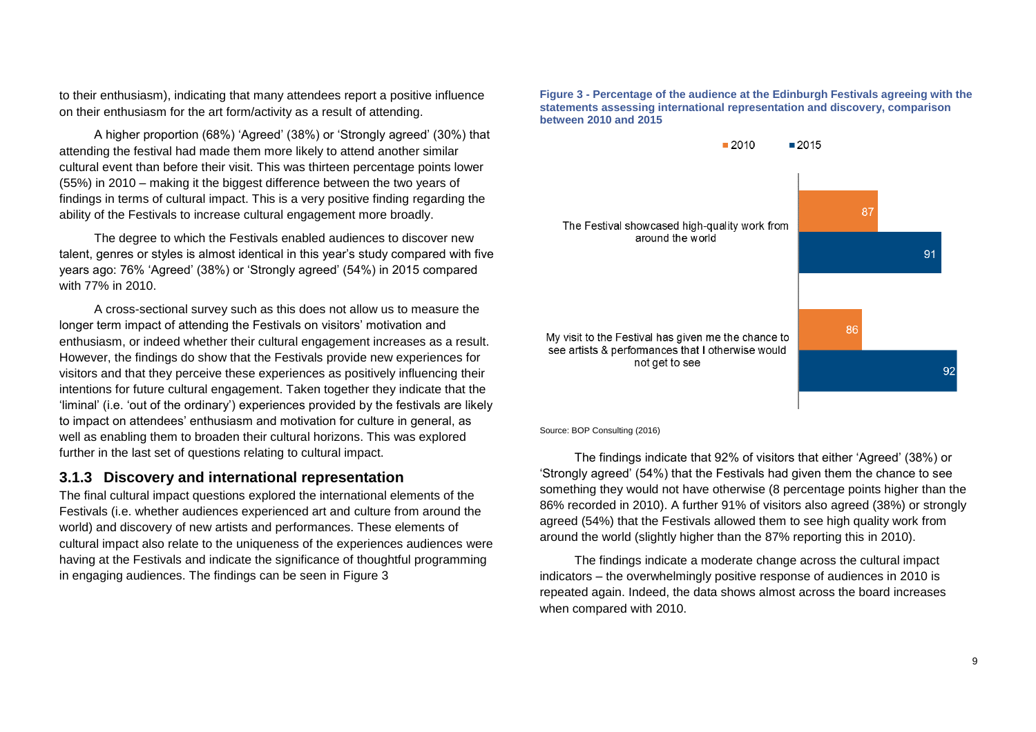to their enthusiasm), indicating that many attendees report a positive influence on their enthusiasm for the art form/activity as a result of attending.

A higher proportion (68%) 'Agreed' (38%) or 'Strongly agreed' (30%) that attending the festival had made them more likely to attend another similar cultural event than before their visit. This was thirteen percentage points lower (55%) in 2010 – making it the biggest difference between the two years of findings in terms of cultural impact. This is a very positive finding regarding the ability of the Festivals to increase cultural engagement more broadly.

The degree to which the Festivals enabled audiences to discover new talent, genres or styles is almost identical in this year's study compared with five years ago: 76% 'Agreed' (38%) or 'Strongly agreed' (54%) in 2015 compared with 77% in 2010.

A cross-sectional survey such as this does not allow us to measure the longer term impact of attending the Festivals on visitors' motivation and enthusiasm, or indeed whether their cultural engagement increases as a result. However, the findings do show that the Festivals provide new experiences for visitors and that they perceive these experiences as positively influencing their intentions for future cultural engagement. Taken together they indicate that the 'liminal' (i.e. 'out of the ordinary') experiences provided by the festivals are likely to impact on attendees' enthusiasm and motivation for culture in general, as well as enabling them to broaden their cultural horizons. This was explored further in the last set of questions relating to cultural impact.

### 3.1.3 Discovery and international representation

The final cultural impact questions explored the international elements of the Festivals (i.e. whether audiences experienced art and culture from around the world) and discovery of new artists and performances. These elements of cultural impact also relate to the uniqueness of the experiences audiences were having at the Festivals and indicate the significance of thoughtful programming in engaging audiences. The findings can be seen in Figure 3

**Figure 3 - Percentage of the audience at the Edinburgh Festivals agreeing with the statements assessing international representation and discovery, comparison between 2010 and 2015**

| Statement | 2010 | 2015 |
| --- | --- | --- |
| The Festival showcased high-quality work from around the world | 87 | 91 |
| My visit to the Festival has given me the chance to see artists & performances that I otherwise would not get to see | 86 | 92 |

Source: BOP Consulting (2016)

The findings indicate that 92% of visitors that either 'Agreed' (38%) or 'Strongly agreed' (54%) that the Festivals had given them the chance to see something they would not have otherwise (8 percentage points higher than the 86% recorded in 2010). A further 91% of visitors also agreed (38%) or strongly agreed (54%) that the Festivals allowed them to see high quality work from around the world (slightly higher than the 87% reporting this in 2010).

The findings indicate a moderate change across the cultural impact indicators – the overwhelmingly positive response of audiences in 2010 is repeated again. Indeed, the data shows almost across the board increases when compared with 2010.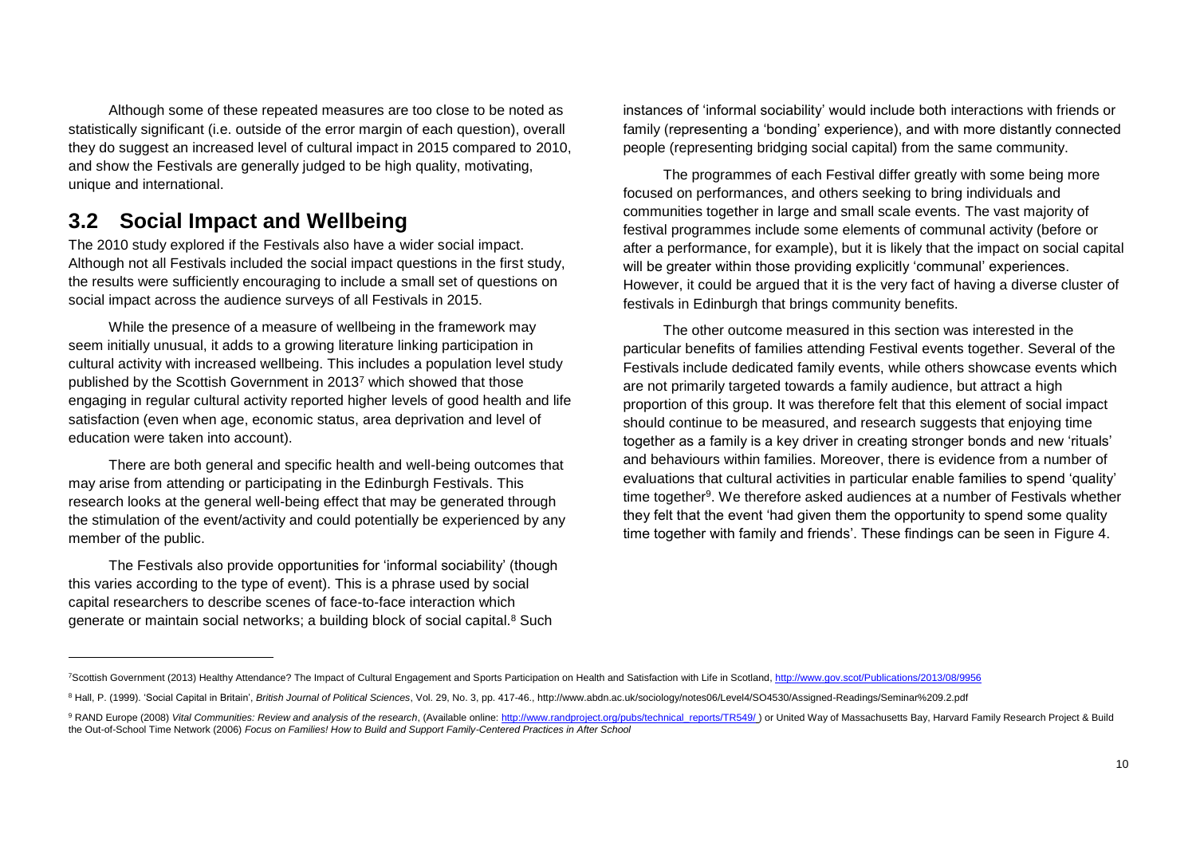Although some of these repeated measures are too close to be noted as statistically significant (i.e. outside of the error margin of each question), overall they do suggest an increased level of cultural impact in 2015 compared to 2010, and show the Festivals are generally judged to be high quality, motivating, unique and international.

## 3.2 Social Impact and Wellbeing

The 2010 study explored if the Festivals also have a wider social impact. Although not all Festivals included the social impact questions in the first study, the results were sufficiently encouraging to include a small set of questions on social impact across the audience surveys of all Festivals in 2015.

While the presence of a measure of wellbeing in the framework may seem initially unusual, it adds to a growing literature linking participation in cultural activity with increased wellbeing. This includes a population level study published by the Scottish Government in 2013[7] which showed that those engaging in regular cultural activity reported higher levels of good health and life satisfaction (even when age, economic status, area deprivation and level of education were taken into account).

There are both general and specific health and well-being outcomes that may arise from attending or participating in the Edinburgh Festivals. This research looks at the general well-being effect that may be generated through the stimulation of the event/activity and could potentially be experienced by any member of the public.

The Festivals also provide opportunities for 'informal sociability' (though this varies according to the type of event). This is a phrase used by social capital researchers to describe scenes of face-to-face interaction which generate or maintain social networks; a building block of social capital.[8] Such instances of 'informal sociability' would include both interactions with friends or family (representing a 'bonding' experience), and with more distantly connected people (representing bridging social capital) from the same community.

The programmes of each Festival differ greatly with some being more focused on performances, and others seeking to bring individuals and communities together in large and small scale events. The vast majority of festival programmes include some elements of communal activity (before or after a performance, for example), but it is likely that the impact on social capital will be greater within those providing explicitly 'communal' experiences. However, it could be argued that it is the very fact of having a diverse cluster of festivals in Edinburgh that brings community benefits.

The other outcome measured in this section was interested in the particular benefits of families attending Festival events together. Several of the Festivals include dedicated family events, while others showcase events which are not primarily targeted towards a family audience, but attract a high proportion of this group. It was therefore felt that this element of social impact should continue to be measured, and research suggests that enjoying time together as a family is a key driver in creating stronger bonds and new 'rituals' and behaviours within families. Moreover, there is evidence from a number of evaluations that cultural activities in particular enable families to spend 'quality' time together[9]. We therefore asked audiences at a number of Festivals whether they felt that the event 'had given them the opportunity to spend some quality time together with family and friends'. These findings can be seen in Figure 4.

---

[7] Scottish Government (2013) Healthy Attendance? The Impact of Cultural Engagement and Sports Participation on Health and Satisfaction with Life in Scotland, http://www.gov.scot/Publications/2013/08/9956

[8] Hall, P. (1999). 'Social Capital in Britain', *British Journal of Political Sciences*, Vol. 29, No. 3, pp. 417-46., http://www.abdn.ac.uk/sociology/notes06/Level4/SO4530/Assigned-Readings/Seminar%209.2.pdf

[9] RAND Europe (2008) *Vital Communities: Review and analysis of the research*, (Available online: http://www.randproject.org/pubs/technical_reports/TR549/ ) or United Way of Massachusetts Bay, Harvard Family Research Project & Build the Out-of-School Time Network (2006) *Focus on Families! How to Build and Support Family-Centered Practices in After School*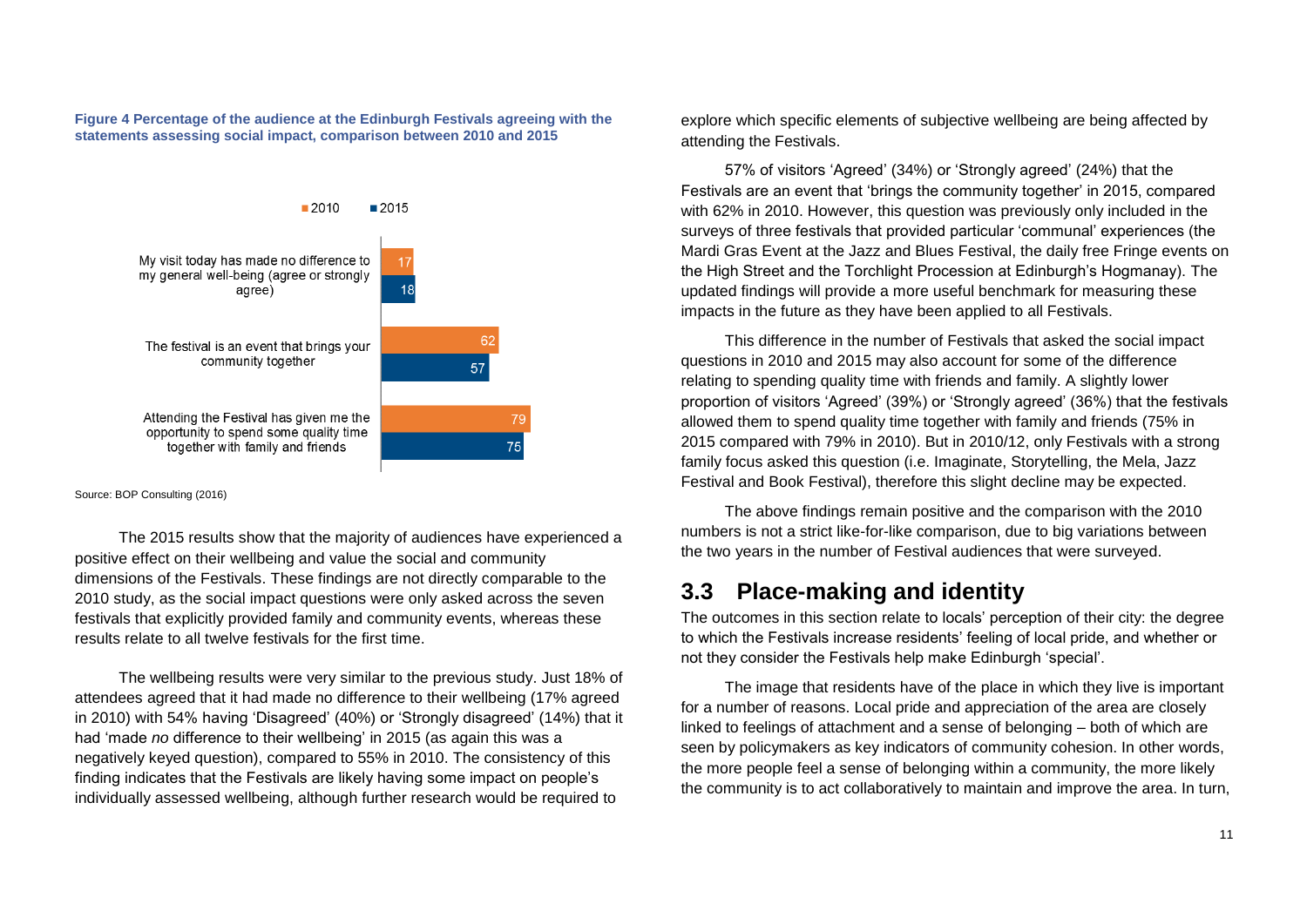**Figure 4 Percentage of the audience at the Edinburgh Festivals agreeing with the statements assessing social impact, comparison between 2010 and 2015**

| Statement | 2010 | 2015 |
| --- | --- | --- |
| My visit today has made no difference to my general well-being (agree or strongly agree) | 17 | 18 |
| The festival is an event that brings your community together | 62 | 57 |
| Attending the Festival has given me the opportunity to spend some quality time together with family and friends | 79 | 75 |

Source: BOP Consulting (2016)

The 2015 results show that the majority of audiences have experienced a positive effect on their wellbeing and value the social and community dimensions of the Festivals. These findings are not directly comparable to the 2010 study, as the social impact questions were only asked across the seven festivals that explicitly provided family and community events, whereas these results relate to all twelve festivals for the first time.

The wellbeing results were very similar to the previous study. Just 18% of attendees agreed that it had made no difference to their wellbeing (17% agreed in 2010) with 54% having 'Disagreed' (40%) or 'Strongly disagreed' (14%) that it had 'made *no* difference to their wellbeing' in 2015 (as again this was a negatively keyed question), compared to 55% in 2010. The consistency of this finding indicates that the Festivals are likely having some impact on people's individually assessed wellbeing, although further research would be required to explore which specific elements of subjective wellbeing are being affected by attending the Festivals.

57% of visitors 'Agreed' (34%) or 'Strongly agreed' (24%) that the Festivals are an event that 'brings the community together' in 2015, compared with 62% in 2010. However, this question was previously only included in the surveys of three festivals that provided particular 'communal' experiences (the Mardi Gras Event at the Jazz and Blues Festival, the daily free Fringe events on the High Street and the Torchlight Procession at Edinburgh's Hogmanay). The updated findings will provide a more useful benchmark for measuring these impacts in the future as they have been applied to all Festivals.

This difference in the number of Festivals that asked the social impact questions in 2010 and 2015 may also account for some of the difference relating to spending quality time with friends and family. A slightly lower proportion of visitors 'Agreed' (39%) or 'Strongly agreed' (36%) that the festivals allowed them to spend quality time together with family and friends (75% in 2015 compared with 79% in 2010). But in 2010/12, only Festivals with a strong family focus asked this question (i.e. Imaginate, Storytelling, the Mela, Jazz Festival and Book Festival), therefore this slight decline may be expected.

The above findings remain positive and the comparison with the 2010 numbers is not a strict like-for-like comparison, due to big variations between the two years in the number of Festival audiences that were surveyed.

## 3.3 Place-making and identity

The outcomes in this section relate to locals' perception of their city: the degree to which the Festivals increase residents' feeling of local pride, and whether or not they consider the Festivals help make Edinburgh 'special'.

The image that residents have of the place in which they live is important for a number of reasons. Local pride and appreciation of the area are closely linked to feelings of attachment and a sense of belonging – both of which are seen by policymakers as key indicators of community cohesion. In other words, the more people feel a sense of belonging within a community, the more likely the community is to act collaboratively to maintain and improve the area. In turn,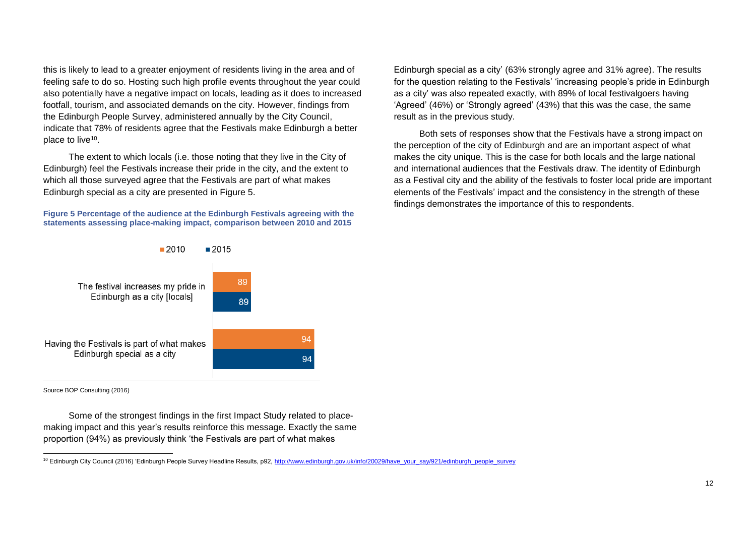this is likely to lead to a greater enjoyment of residents living in the area and of feeling safe to do so. Hosting such high profile events throughout the year could also potentially have a negative impact on locals, leading as it does to increased footfall, tourism, and associated demands on the city. However, findings from the Edinburgh People Survey, administered annually by the City Council, indicate that 78% of residents agree that the Festivals make Edinburgh a better place to live[10].

The extent to which locals (i.e. those noting that they live in the City of Edinburgh) feel the Festivals increase their pride in the city, and the extent to which all those surveyed agree that the Festivals are part of what makes Edinburgh special as a city are presented in Figure 5.

**Figure 5 Percentage of the audience at the Edinburgh Festivals agreeing with the statements assessing place-making impact, comparison between 2010 and 2015**

| Statement | 2010 | 2015 |
|---|---|---|
| The festival increases my pride in Edinburgh as a city [locals] | 89 | 89 |
| Having the Festivals is part of what makes Edinburgh special as a city | 94 | 94 |

Source BOP Consulting (2016)

Some of the strongest findings in the first Impact Study related to place-making impact and this year's results reinforce this message. Exactly the same proportion (94%) as previously think 'the Festivals are part of what makes Edinburgh special as a city' (63% strongly agree and 31% agree). The results for the question relating to the Festivals' 'increasing people's pride in Edinburgh as a city' was also repeated exactly, with 89% of local festivalgoers having 'Agreed' (46%) or 'Strongly agreed' (43%) that this was the case, the same result as in the previous study.

Both sets of responses show that the Festivals have a strong impact on the perception of the city of Edinburgh and are an important aspect of what makes the city unique. This is the case for both locals and the large national and international audiences that the Festivals draw. The identity of Edinburgh as a Festival city and the ability of the festivals to foster local pride are important elements of the Festivals' impact and the consistency in the strength of these findings demonstrates the importance of this to respondents.

[10] Edinburgh City Council (2016) 'Edinburgh People Survey Headline Results, p92, http://www.edinburgh.gov.uk/info/20029/have_your_say/921/edinburgh_people_survey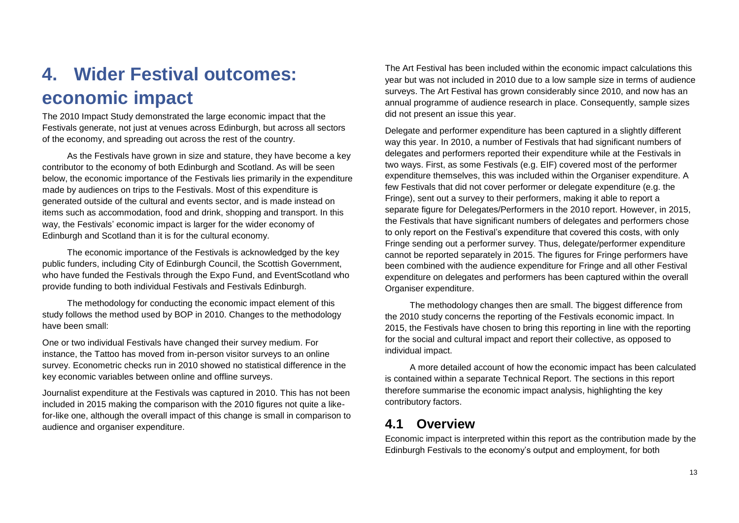# 4. Wider Festival outcomes: economic impact

The 2010 Impact Study demonstrated the large economic impact that the Festivals generate, not just at venues across Edinburgh, but across all sectors of the economy, and spreading out across the rest of the country.

As the Festivals have grown in size and stature, they have become a key contributor to the economy of both Edinburgh and Scotland. As will be seen below, the economic importance of the Festivals lies primarily in the expenditure made by audiences on trips to the Festivals. Most of this expenditure is generated outside of the cultural and events sector, and is made instead on items such as accommodation, food and drink, shopping and transport. In this way, the Festivals' economic impact is larger for the wider economy of Edinburgh and Scotland than it is for the cultural economy.

The economic importance of the Festivals is acknowledged by the key public funders, including City of Edinburgh Council, the Scottish Government, who have funded the Festivals through the Expo Fund, and EventScotland who provide funding to both individual Festivals and Festivals Edinburgh.

The methodology for conducting the economic impact element of this study follows the method used by BOP in 2010. Changes to the methodology have been small:

One or two individual Festivals have changed their survey medium. For instance, the Tattoo has moved from in-person visitor surveys to an online survey. Econometric checks run in 2010 showed no statistical difference in the key economic variables between online and offline surveys.

Journalist expenditure at the Festivals was captured in 2010. This has not been included in 2015 making the comparison with the 2010 figures not quite a like-for-like one, although the overall impact of this change is small in comparison to audience and organiser expenditure.

The Art Festival has been included within the economic impact calculations this year but was not included in 2010 due to a low sample size in terms of audience surveys. The Art Festival has grown considerably since 2010, and now has an annual programme of audience research in place. Consequently, sample sizes did not present an issue this year.

Delegate and performer expenditure has been captured in a slightly different way this year. In 2010, a number of Festivals that had significant numbers of delegates and performers reported their expenditure while at the Festivals in two ways. First, as some Festivals (e.g. EIF) covered most of the performer expenditure themselves, this was included within the Organiser expenditure. A few Festivals that did not cover performer or delegate expenditure (e.g. the Fringe), sent out a survey to their performers, making it able to report a separate figure for Delegates/Performers in the 2010 report. However, in 2015, the Festivals that have significant numbers of delegates and performers chose to only report on the Festival's expenditure that covered this costs, with only Fringe sending out a performer survey. Thus, delegate/performer expenditure cannot be reported separately in 2015. The figures for Fringe performers have been combined with the audience expenditure for Fringe and all other Festival expenditure on delegates and performers has been captured within the overall Organiser expenditure.

The methodology changes then are small. The biggest difference from the 2010 study concerns the reporting of the Festivals economic impact. In 2015, the Festivals have chosen to bring this reporting in line with the reporting for the social and cultural impact and report their collective, as opposed to individual impact.

A more detailed account of how the economic impact has been calculated is contained within a separate Technical Report. The sections in this report therefore summarise the economic impact analysis, highlighting the key contributory factors.

## 4.1 Overview

Economic impact is interpreted within this report as the contribution made by the Edinburgh Festivals to the economy's output and employment, for both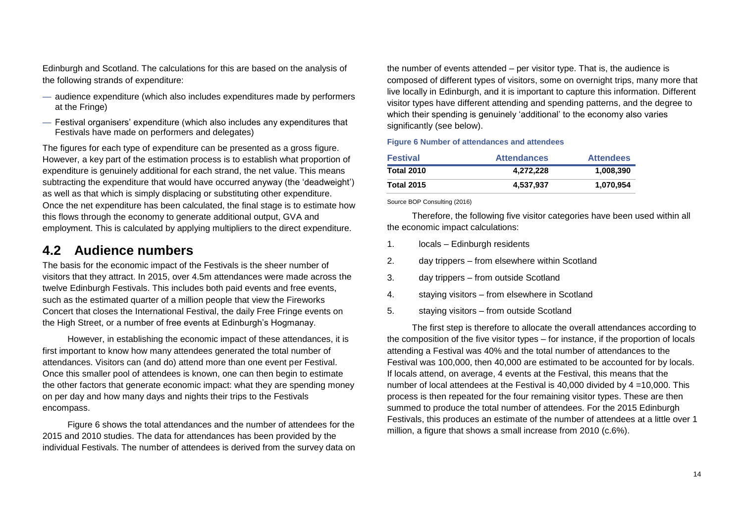Edinburgh and Scotland. The calculations for this are based on the analysis of the following strands of expenditure:

- audience expenditure (which also includes expenditures made by performers at the Fringe)
- Festival organisers' expenditure (which also includes any expenditures that Festivals have made on performers and delegates)

The figures for each type of expenditure can be presented as a gross figure. However, a key part of the estimation process is to establish what proportion of expenditure is genuinely additional for each strand, the net value. This means subtracting the expenditure that would have occurred anyway (the 'deadweight') as well as that which is simply displacing or substituting other expenditure. Once the net expenditure has been calculated, the final stage is to estimate how this flows through the economy to generate additional output, GVA and employment. This is calculated by applying multipliers to the direct expenditure.

## 4.2 Audience numbers

The basis for the economic impact of the Festivals is the sheer number of visitors that they attract. In 2015, over 4.5m attendances were made across the twelve Edinburgh Festivals. This includes both paid events and free events, such as the estimated quarter of a million people that view the Fireworks Concert that closes the International Festival, the daily Free Fringe events on the High Street, or a number of free events at Edinburgh's Hogmanay.

However, in establishing the economic impact of these attendances, it is first important to know how many attendees generated the total number of attendances. Visitors can (and do) attend more than one event per Festival. Once this smaller pool of attendees is known, one can then begin to estimate the other factors that generate economic impact: what they are spending money on per day and how many days and nights their trips to the Festivals encompass.

Figure 6 shows the total attendances and the number of attendees for the 2015 and 2010 studies. The data for attendances has been provided by the individual Festivals. The number of attendees is derived from the survey data on the number of events attended – per visitor type. That is, the audience is composed of different types of visitors, some on overnight trips, many more that live locally in Edinburgh, and it is important to capture this information. Different visitor types have different attending and spending patterns, and the degree to which their spending is genuinely 'additional' to the economy also varies significantly (see below).

**Figure 6 Number of attendances and attendees**

| Festival | Attendances | Attendees |
|---|---|---|
| **Total 2010** | **4,272,228** | **1,008,390** |
| **Total 2015** | **4,537,937** | **1,070,954** |

Source BOP Consulting (2016)

Therefore, the following five visitor categories have been used within all the economic impact calculations:

1. locals – Edinburgh residents
2. day trippers – from elsewhere within Scotland
3. day trippers – from outside Scotland
4. staying visitors – from elsewhere in Scotland
5. staying visitors – from outside Scotland

The first step is therefore to allocate the overall attendances according to the composition of the five visitor types – for instance, if the proportion of locals attending a Festival was 40% and the total number of attendances to the Festival was 100,000, then 40,000 are estimated to be accounted for by locals. If locals attend, on average, 4 events at the Festival, this means that the number of local attendees at the Festival is 40,000 divided by 4 =10,000. This process is then repeated for the four remaining visitor types. These are then summed to produce the total number of attendees. For the 2015 Edinburgh Festivals, this produces an estimate of the number of attendees at a little over 1 million, a figure that shows a small increase from 2010 (c.6%).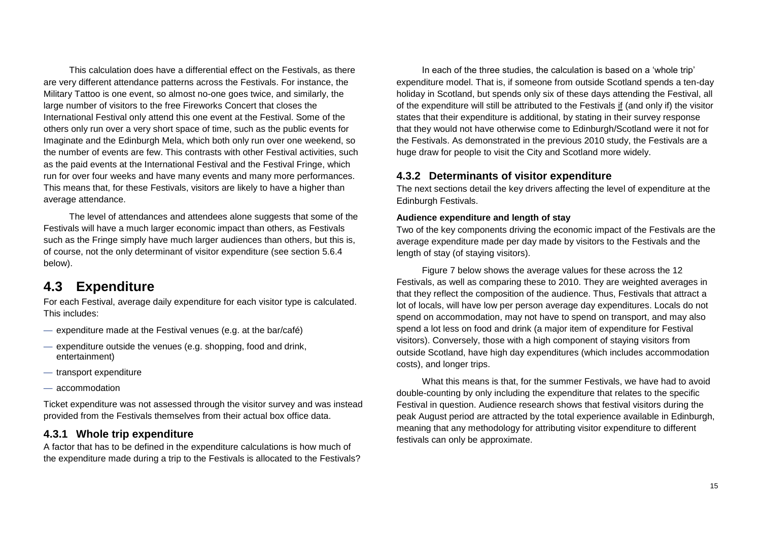This calculation does have a differential effect on the Festivals, as there are very different attendance patterns across the Festivals. For instance, the Military Tattoo is one event, so almost no-one goes twice, and similarly, the large number of visitors to the free Fireworks Concert that closes the International Festival only attend this one event at the Festival. Some of the others only run over a very short space of time, such as the public events for Imaginate and the Edinburgh Mela, which both only run over one weekend, so the number of events are few. This contrasts with other Festival activities, such as the paid events at the International Festival and the Festival Fringe, which run for over four weeks and have many events and many more performances. This means that, for these Festivals, visitors are likely to have a higher than average attendance.

The level of attendances and attendees alone suggests that some of the Festivals will have a much larger economic impact than others, as Festivals such as the Fringe simply have much larger audiences than others, but this is, of course, not the only determinant of visitor expenditure (see section 5.6.4 below).

## 4.3 Expenditure

For each Festival, average daily expenditure for each visitor type is calculated. This includes:

- expenditure made at the Festival venues (e.g. at the bar/café)
- expenditure outside the venues (e.g. shopping, food and drink, entertainment)
- transport expenditure
- accommodation

Ticket expenditure was not assessed through the visitor survey and was instead provided from the Festivals themselves from their actual box office data.

### 4.3.1 Whole trip expenditure

A factor that has to be defined in the expenditure calculations is how much of the expenditure made during a trip to the Festivals is allocated to the Festivals?

In each of the three studies, the calculation is based on a 'whole trip' expenditure model. That is, if someone from outside Scotland spends a ten-day holiday in Scotland, but spends only six of these days attending the Festival, all of the expenditure will still be attributed to the Festivals if (and only if) the visitor states that their expenditure is additional, by stating in their survey response that they would not have otherwise come to Edinburgh/Scotland were it not for the Festivals. As demonstrated in the previous 2010 study, the Festivals are a huge draw for people to visit the City and Scotland more widely.

### 4.3.2 Determinants of visitor expenditure

The next sections detail the key drivers affecting the level of expenditure at the Edinburgh Festivals.

**Audience expenditure and length of stay**

Two of the key components driving the economic impact of the Festivals are the average expenditure made per day made by visitors to the Festivals and the length of stay (of staying visitors).

Figure 7 below shows the average values for these across the 12 Festivals, as well as comparing these to 2010. They are weighted averages in that they reflect the composition of the audience. Thus, Festivals that attract a lot of locals, will have low per person average day expenditures. Locals do not spend on accommodation, may not have to spend on transport, and may also spend a lot less on food and drink (a major item of expenditure for Festival visitors). Conversely, those with a high component of staying visitors from outside Scotland, have high day expenditures (which includes accommodation costs), and longer trips.

What this means is that, for the summer Festivals, we have had to avoid double-counting by only including the expenditure that relates to the specific Festival in question. Audience research shows that festival visitors during the peak August period are attracted by the total experience available in Edinburgh, meaning that any methodology for attributing visitor expenditure to different festivals can only be approximate.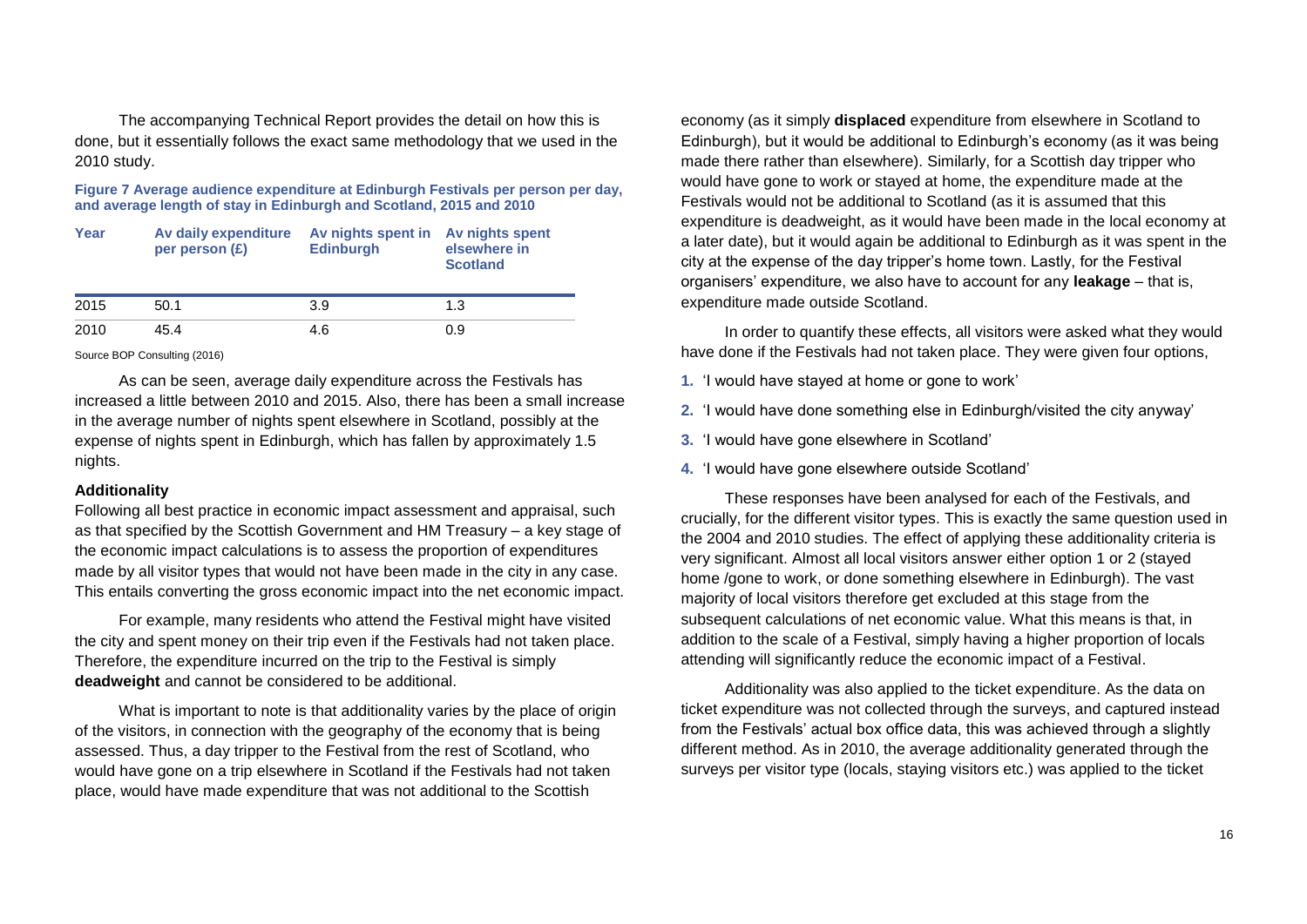The accompanying Technical Report provides the detail on how this is done, but it essentially follows the exact same methodology that we used in the 2010 study.

**Figure 7 Average audience expenditure at Edinburgh Festivals per person per day, and average length of stay in Edinburgh and Scotland, 2015 and 2010**

| Year | Av daily expenditure per person (£) | Av nights spent in Edinburgh | Av nights spent elsewhere in Scotland |
|---|---|---|---|
| 2015 | 50.1 | 3.9 | 1.3 |
| 2010 | 45.4 | 4.6 | 0.9 |

Source BOP Consulting (2016)

As can be seen, average daily expenditure across the Festivals has increased a little between 2010 and 2015. Also, there has been a small increase in the average number of nights spent elsewhere in Scotland, possibly at the expense of nights spent in Edinburgh, which has fallen by approximately 1.5 nights.

**Additionality**

Following all best practice in economic impact assessment and appraisal, such as that specified by the Scottish Government and HM Treasury – a key stage of the economic impact calculations is to assess the proportion of expenditures made by all visitor types that would not have been made in the city in any case. This entails converting the gross economic impact into the net economic impact.

For example, many residents who attend the Festival might have visited the city and spent money on their trip even if the Festivals had not taken place. Therefore, the expenditure incurred on the trip to the Festival is simply **deadweight** and cannot be considered to be additional.

What is important to note is that additionality varies by the place of origin of the visitors, in connection with the geography of the economy that is being assessed. Thus, a day tripper to the Festival from the rest of Scotland, who would have gone on a trip elsewhere in Scotland if the Festivals had not taken place, would have made expenditure that was not additional to the Scottish economy (as it simply **displaced** expenditure from elsewhere in Scotland to Edinburgh), but it would be additional to Edinburgh's economy (as it was being made there rather than elsewhere). Similarly, for a Scottish day tripper who would have gone to work or stayed at home, the expenditure made at the Festivals would not be additional to Scotland (as it is assumed that this expenditure is deadweight, as it would have been made in the local economy at a later date), but it would again be additional to Edinburgh as it was spent in the city at the expense of the day tripper's home town. Lastly, for the Festival organisers' expenditure, we also have to account for any **leakage** – that is, expenditure made outside Scotland.

In order to quantify these effects, all visitors were asked what they would have done if the Festivals had not taken place. They were given four options,

1. 'I would have stayed at home or gone to work'
2. 'I would have done something else in Edinburgh/visited the city anyway'
3. 'I would have gone elsewhere in Scotland'
4. 'I would have gone elsewhere outside Scotland'

These responses have been analysed for each of the Festivals, and crucially, for the different visitor types. This is exactly the same question used in the 2004 and 2010 studies. The effect of applying these additionality criteria is very significant. Almost all local visitors answer either option 1 or 2 (stayed home /gone to work, or done something elsewhere in Edinburgh). The vast majority of local visitors therefore get excluded at this stage from the subsequent calculations of net economic value. What this means is that, in addition to the scale of a Festival, simply having a higher proportion of locals attending will significantly reduce the economic impact of a Festival.

Additionality was also applied to the ticket expenditure. As the data on ticket expenditure was not collected through the surveys, and captured instead from the Festivals' actual box office data, this was achieved through a slightly different method. As in 2010, the average additionality generated through the surveys per visitor type (locals, staying visitors etc.) was applied to the ticket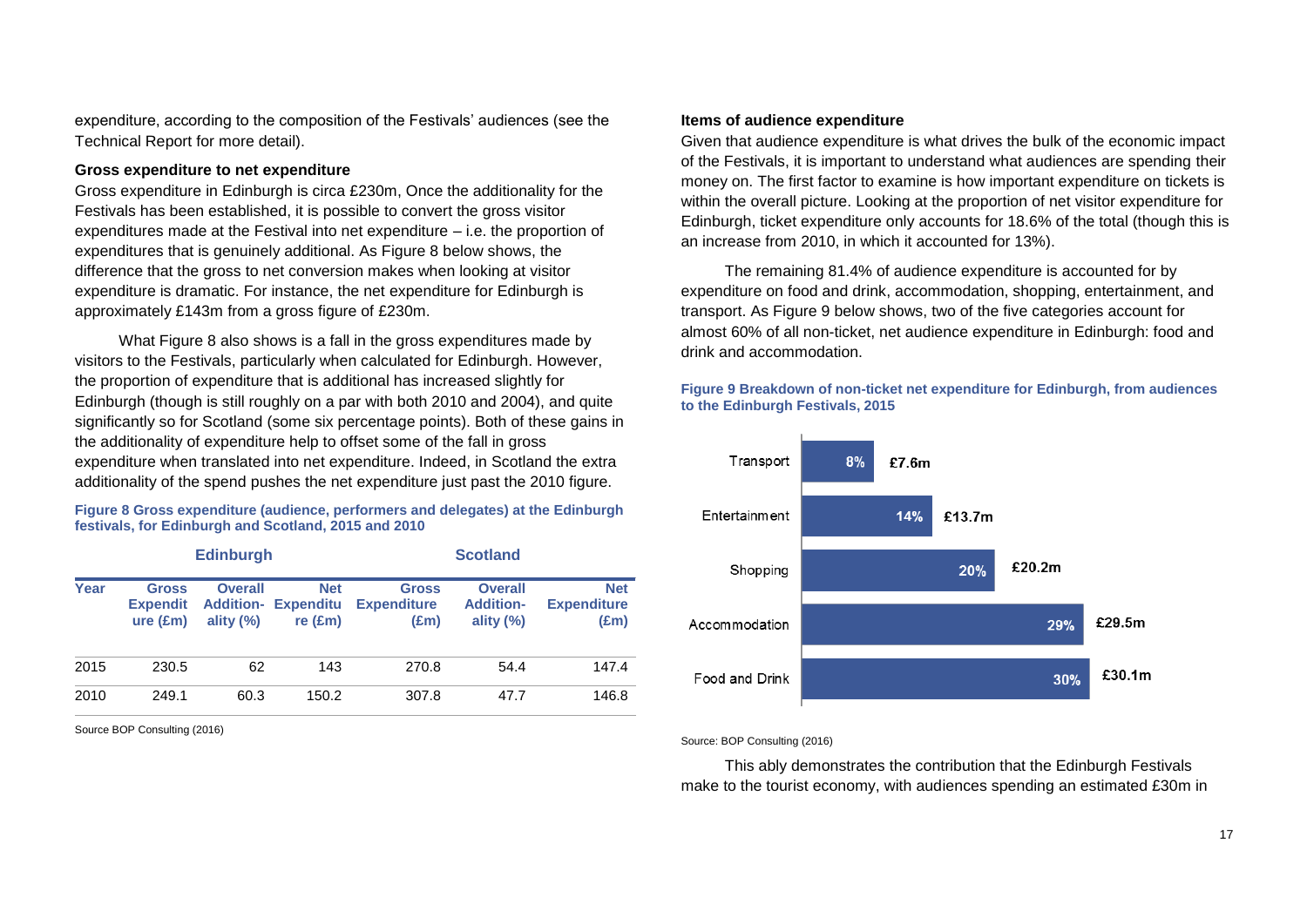expenditure, according to the composition of the Festivals' audiences (see the Technical Report for more detail).

### Gross expenditure to net expenditure

Gross expenditure in Edinburgh is circa £230m, Once the additionality for the Festivals has been established, it is possible to convert the gross visitor expenditures made at the Festival into net expenditure – i.e. the proportion of expenditures that is genuinely additional. As Figure 8 below shows, the difference that the gross to net conversion makes when looking at visitor expenditure is dramatic. For instance, the net expenditure for Edinburgh is approximately £143m from a gross figure of £230m.

What Figure 8 also shows is a fall in the gross expenditures made by visitors to the Festivals, particularly when calculated for Edinburgh. However, the proportion of expenditure that is additional has increased slightly for Edinburgh (though is still roughly on a par with both 2010 and 2004), and quite significantly so for Scotland (some six percentage points). Both of these gains in the additionality of expenditure help to offset some of the fall in gross expenditure when translated into net expenditure. Indeed, in Scotland the extra additionality of the spend pushes the net expenditure just past the 2010 figure.

**Figure 8 Gross expenditure (audience, performers and delegates) at the Edinburgh festivals, for Edinburgh and Scotland, 2015 and 2010**

| | Edinburgh | | | Scotland | | |
|---|---|---|---|---|---|---|
| **Year** | **Gross Expenditure (£m)** | **Overall Additionality (%)** | **Net Expenditure (£m)** | **Gross Expenditure (£m)** | **Overall Additionality (%)** | **Net Expenditure (£m)** |
| 2015 | 230.5 | 62 | 143 | 270.8 | 54.4 | 147.4 |
| 2010 | 249.1 | 60.3 | 150.2 | 307.8 | 47.7 | 146.8 |

Source BOP Consulting (2016)

### Items of audience expenditure

Given that audience expenditure is what drives the bulk of the economic impact of the Festivals, it is important to understand what audiences are spending their money on. The first factor to examine is how important expenditure on tickets is within the overall picture. Looking at the proportion of net visitor expenditure for Edinburgh, ticket expenditure only accounts for 18.6% of the total (though this is an increase from 2010, in which it accounted for 13%).

The remaining 81.4% of audience expenditure is accounted for by expenditure on food and drink, accommodation, shopping, entertainment, and transport. As Figure 9 below shows, two of the five categories account for almost 60% of all non-ticket, net audience expenditure in Edinburgh: food and drink and accommodation.

**Figure 9 Breakdown of non-ticket net expenditure for Edinburgh, from audiences to the Edinburgh Festivals, 2015**

| Category | Share | Net expenditure |
|---|---|---|
| Transport | 8% | £7.6m |
| Entertainment | 14% | £13.7m |
| Shopping | 20% | £20.2m |
| Accommodation | 29% | £29.5m |
| Food and Drink | 30% | £30.1m |

Source: BOP Consulting (2016)

This ably demonstrates the contribution that the Edinburgh Festivals make to the tourist economy, with audiences spending an estimated £30m in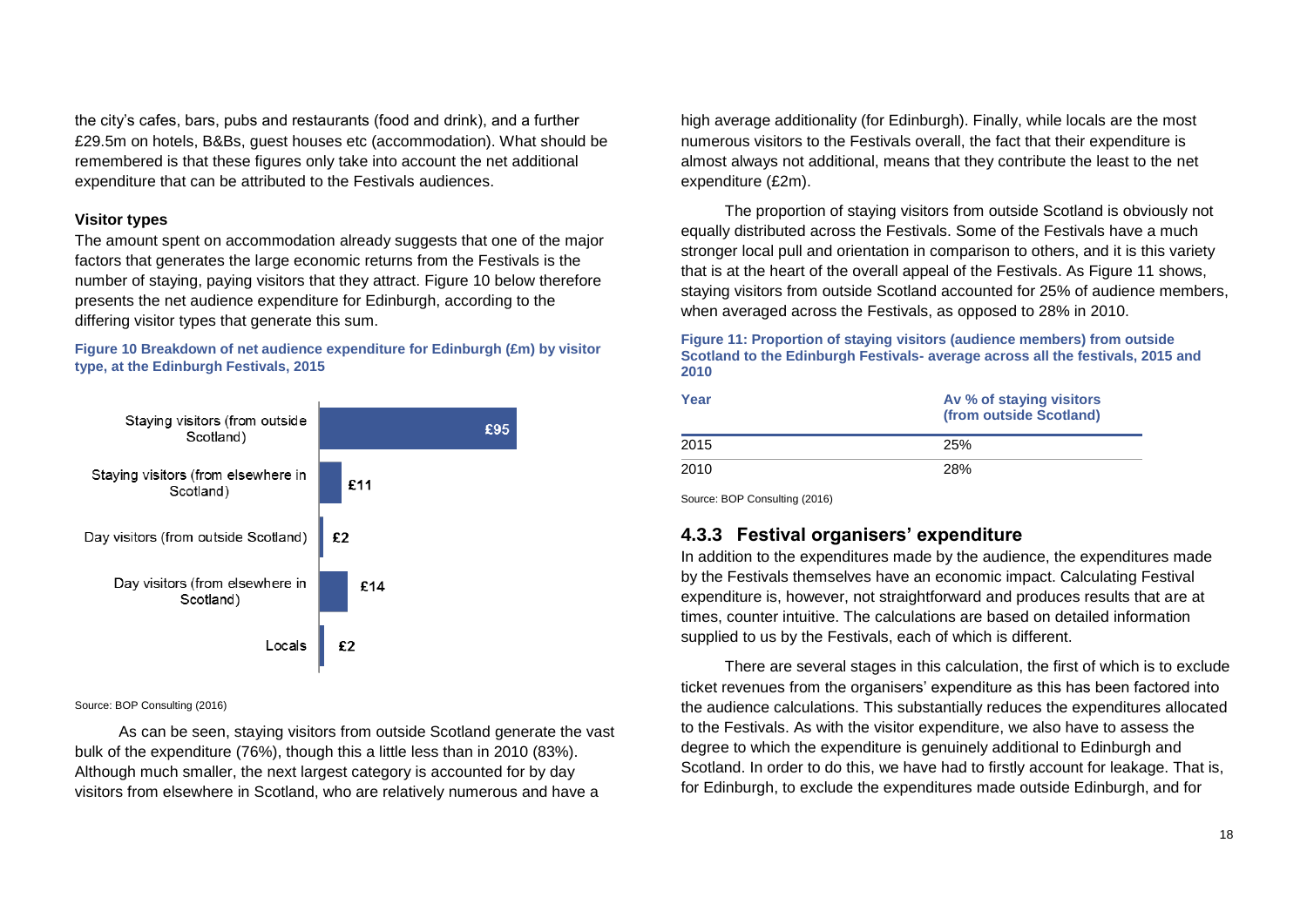the city's cafes, bars, pubs and restaurants (food and drink), and a further £29.5m on hotels, B&Bs, guest houses etc (accommodation). What should be remembered is that these figures only take into account the net additional expenditure that can be attributed to the Festivals audiences.

**Visitor types**

The amount spent on accommodation already suggests that one of the major factors that generates the large economic returns from the Festivals is the number of staying, paying visitors that they attract. Figure 10 below therefore presents the net audience expenditure for Edinburgh, according to the differing visitor types that generate this sum.

**Figure 10 Breakdown of net audience expenditure for Edinburgh (£m) by visitor type, at the Edinburgh Festivals, 2015**

| Visitor type | £m |
|---|---|
| Staying visitors (from outside Scotland) | £95 |
| Staying visitors (from elsewhere in Scotland) | £11 |
| Day visitors (from outside Scotland) | £2 |
| Day visitors (from elsewhere in Scotland) | £14 |
| Locals | £2 |

Source: BOP Consulting (2016)

As can be seen, staying visitors from outside Scotland generate the vast bulk of the expenditure (76%), though this a little less than in 2010 (83%). Although much smaller, the next largest category is accounted for by day visitors from elsewhere in Scotland, who are relatively numerous and have a high average additionality (for Edinburgh). Finally, while locals are the most numerous visitors to the Festivals overall, the fact that their expenditure is almost always not additional, means that they contribute the least to the net expenditure (£2m).

The proportion of staying visitors from outside Scotland is obviously not equally distributed across the Festivals. Some of the Festivals have a much stronger local pull and orientation in comparison to others, and it is this variety that is at the heart of the overall appeal of the Festivals. As Figure 11 shows, staying visitors from outside Scotland accounted for 25% of audience members, when averaged across the Festivals, as opposed to 28% in 2010.

**Figure 11: Proportion of staying visitors (audience members) from outside Scotland to the Edinburgh Festivals- average across all the festivals, 2015 and 2010**

| Year | Av % of staying visitors (from outside Scotland) |
|---|---|
| 2015 | 25% |
| 2010 | 28% |

Source: BOP Consulting (2016)

### 4.3.3 Festival organisers' expenditure

In addition to the expenditures made by the audience, the expenditures made by the Festivals themselves have an economic impact. Calculating Festival expenditure is, however, not straightforward and produces results that are at times, counter intuitive. The calculations are based on detailed information supplied to us by the Festivals, each of which is different.

There are several stages in this calculation, the first of which is to exclude ticket revenues from the organisers' expenditure as this has been factored into the audience calculations. This substantially reduces the expenditures allocated to the Festivals. As with the visitor expenditure, we also have to assess the degree to which the expenditure is genuinely additional to Edinburgh and Scotland. In order to do this, we have had to firstly account for leakage. That is, for Edinburgh, to exclude the expenditures made outside Edinburgh, and for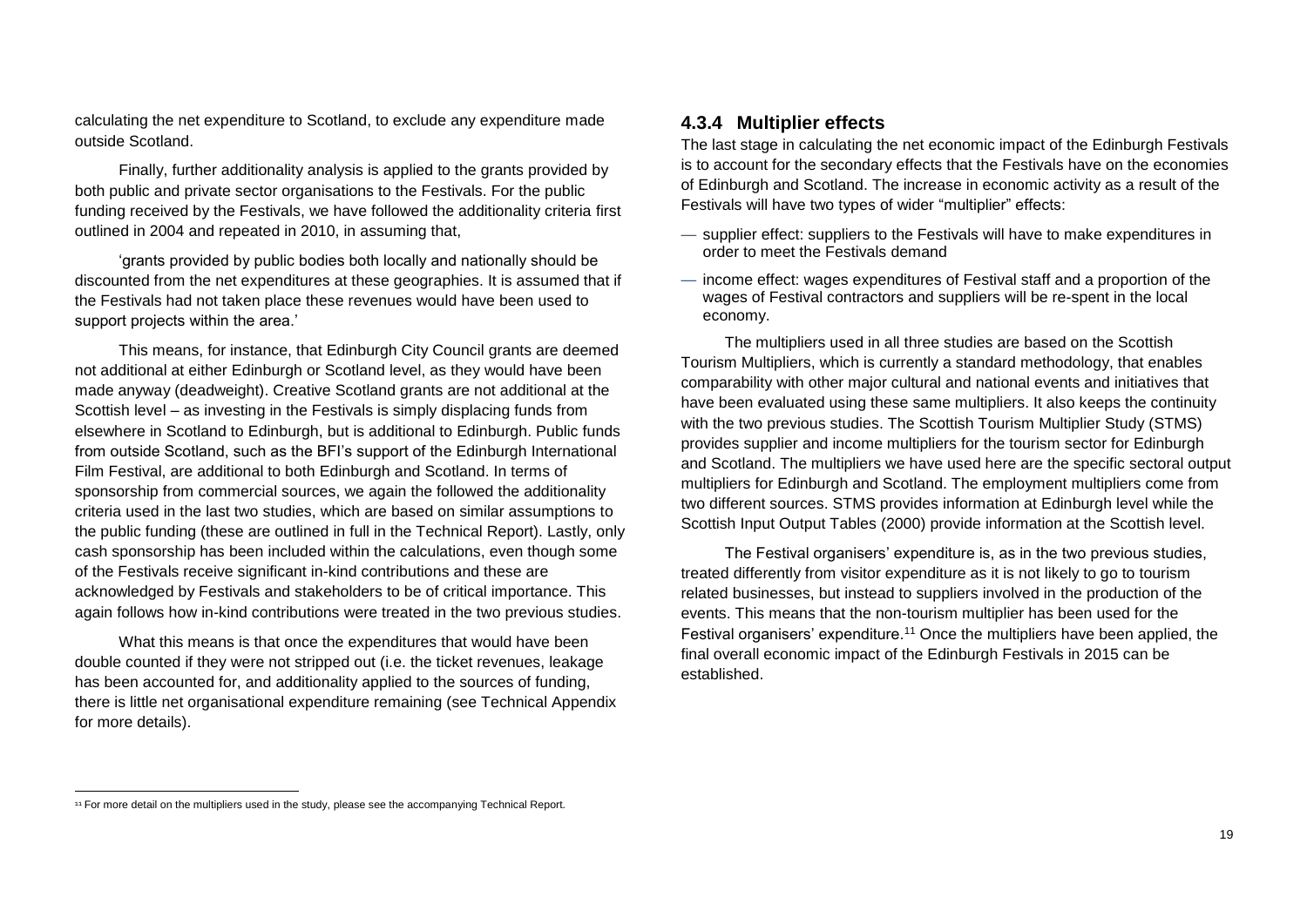calculating the net expenditure to Scotland, to exclude any expenditure made outside Scotland.

Finally, further additionality analysis is applied to the grants provided by both public and private sector organisations to the Festivals. For the public funding received by the Festivals, we have followed the additionality criteria first outlined in 2004 and repeated in 2010, in assuming that,

'grants provided by public bodies both locally and nationally should be discounted from the net expenditures at these geographies. It is assumed that if the Festivals had not taken place these revenues would have been used to support projects within the area.'

This means, for instance, that Edinburgh City Council grants are deemed not additional at either Edinburgh or Scotland level, as they would have been made anyway (deadweight). Creative Scotland grants are not additional at the Scottish level – as investing in the Festivals is simply displacing funds from elsewhere in Scotland to Edinburgh, but is additional to Edinburgh. Public funds from outside Scotland, such as the BFI's support of the Edinburgh International Film Festival, are additional to both Edinburgh and Scotland. In terms of sponsorship from commercial sources, we again the followed the additionality criteria used in the last two studies, which are based on similar assumptions to the public funding (these are outlined in full in the Technical Report). Lastly, only cash sponsorship has been included within the calculations, even though some of the Festivals receive significant in-kind contributions and these are acknowledged by Festivals and stakeholders to be of critical importance. This again follows how in-kind contributions were treated in the two previous studies.

What this means is that once the expenditures that would have been double counted if they were not stripped out (i.e. the ticket revenues, leakage has been accounted for, and additionality applied to the sources of funding, there is little net organisational expenditure remaining (see Technical Appendix for more details).

### 4.3.4 Multiplier effects

The last stage in calculating the net economic impact of the Edinburgh Festivals is to account for the secondary effects that the Festivals have on the economies of Edinburgh and Scotland. The increase in economic activity as a result of the Festivals will have two types of wider "multiplier" effects:

- supplier effect: suppliers to the Festivals will have to make expenditures in order to meet the Festivals demand
- income effect: wages expenditures of Festival staff and a proportion of the wages of Festival contractors and suppliers will be re-spent in the local economy.

The multipliers used in all three studies are based on the Scottish Tourism Multipliers, which is currently a standard methodology, that enables comparability with other major cultural and national events and initiatives that have been evaluated using these same multipliers. It also keeps the continuity with the two previous studies. The Scottish Tourism Multiplier Study (STMS) provides supplier and income multipliers for the tourism sector for Edinburgh and Scotland. The multipliers we have used here are the specific sectoral output multipliers for Edinburgh and Scotland. The employment multipliers come from two different sources. STMS provides information at Edinburgh level while the Scottish Input Output Tables (2000) provide information at the Scottish level.

The Festival organisers' expenditure is, as in the two previous studies, treated differently from visitor expenditure as it is not likely to go to tourism related businesses, but instead to suppliers involved in the production of the events. This means that the non-tourism multiplier has been used for the Festival organisers' expenditure.[11] Once the multipliers have been applied, the final overall economic impact of the Edinburgh Festivals in 2015 can be established.

---

[11] For more detail on the multipliers used in the study, please see the accompanying Technical Report.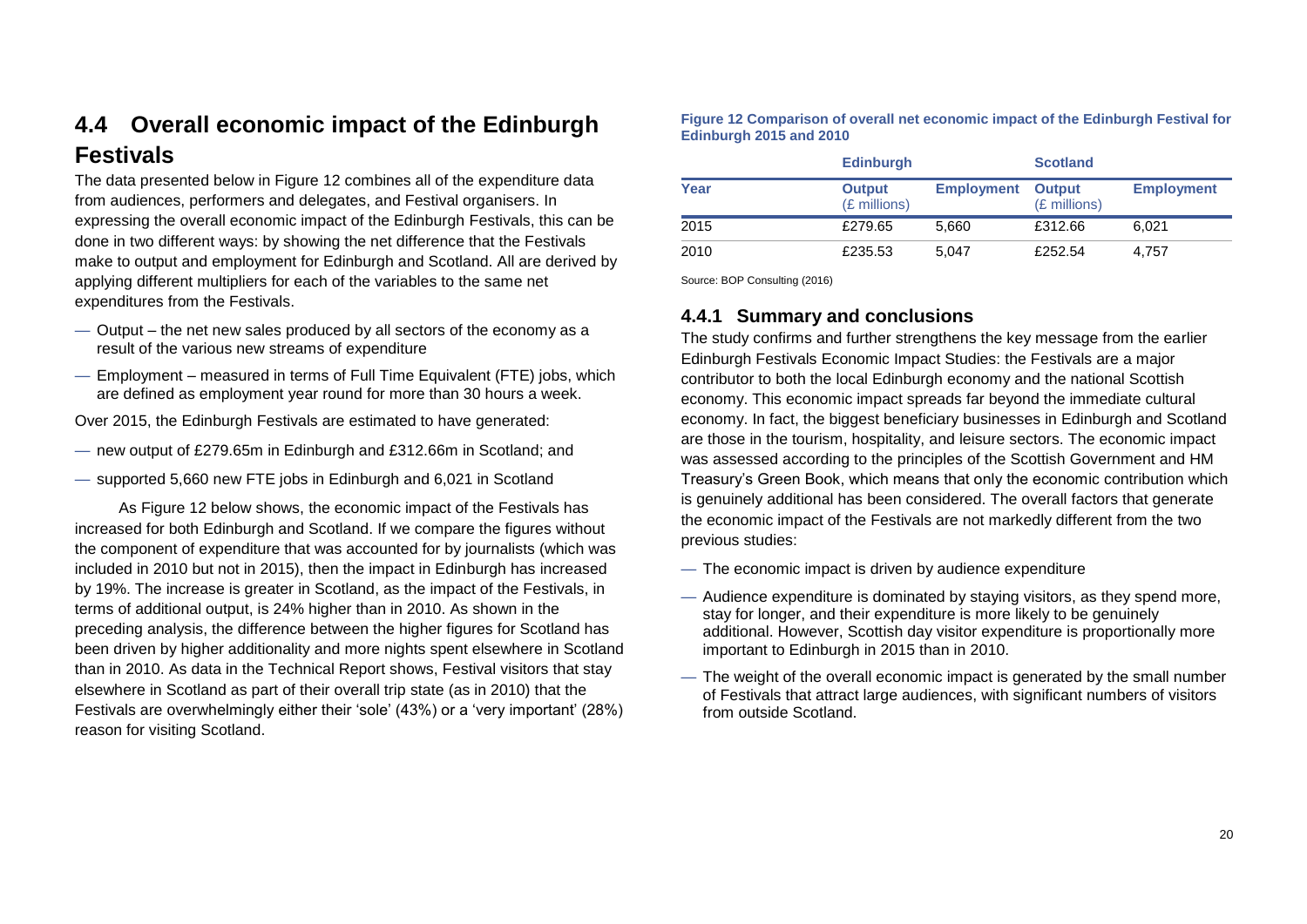## 4.4 Overall economic impact of the Edinburgh Festivals

The data presented below in Figure 12 combines all of the expenditure data from audiences, performers and delegates, and Festival organisers. In expressing the overall economic impact of the Edinburgh Festivals, this can be done in two different ways: by showing the net difference that the Festivals make to output and employment for Edinburgh and Scotland. All are derived by applying different multipliers for each of the variables to the same net expenditures from the Festivals.

- Output – the net new sales produced by all sectors of the economy as a result of the various new streams of expenditure
- Employment – measured in terms of Full Time Equivalent (FTE) jobs, which are defined as employment year round for more than 30 hours a week.

Over 2015, the Edinburgh Festivals are estimated to have generated:

- new output of £279.65m in Edinburgh and £312.66m in Scotland; and
- supported 5,660 new FTE jobs in Edinburgh and 6,021 in Scotland

As Figure 12 below shows, the economic impact of the Festivals has increased for both Edinburgh and Scotland. If we compare the figures without the component of expenditure that was accounted for by journalists (which was included in 2010 but not in 2015), then the impact in Edinburgh has increased by 19%. The increase is greater in Scotland, as the impact of the Festivals, in terms of additional output, is 24% higher than in 2010. As shown in the preceding analysis, the difference between the higher figures for Scotland has been driven by higher additionality and more nights spent elsewhere in Scotland than in 2010. As data in the Technical Report shows, Festival visitors that stay elsewhere in Scotland as part of their overall trip state (as in 2010) that the Festivals are overwhelmingly either their 'sole' (43%) or a 'very important' (28%) reason for visiting Scotland.

**Figure 12 Comparison of overall net economic impact of the Edinburgh Festival for Edinburgh 2015 and 2010**

| | Edinburgh | | Scotland | |
|---|---|---|---|---|
| Year | Output (£ millions) | Employment | Output (£ millions) | Employment |
| 2015 | £279.65 | 5,660 | £312.66 | 6,021 |
| 2010 | £235.53 | 5,047 | £252.54 | 4,757 |

Source: BOP Consulting (2016)

### 4.4.1 Summary and conclusions

The study confirms and further strengthens the key message from the earlier Edinburgh Festivals Economic Impact Studies: the Festivals are a major contributor to both the local Edinburgh economy and the national Scottish economy. This economic impact spreads far beyond the immediate cultural economy. In fact, the biggest beneficiary businesses in Edinburgh and Scotland are those in the tourism, hospitality, and leisure sectors. The economic impact was assessed according to the principles of the Scottish Government and HM Treasury's Green Book, which means that only the economic contribution which is genuinely additional has been considered. The overall factors that generate the economic impact of the Festivals are not markedly different from the two previous studies:

- The economic impact is driven by audience expenditure
- Audience expenditure is dominated by staying visitors, as they spend more, stay for longer, and their expenditure is more likely to be genuinely additional. However, Scottish day visitor expenditure is proportionally more important to Edinburgh in 2015 than in 2010.
- The weight of the overall economic impact is generated by the small number of Festivals that attract large audiences, with significant numbers of visitors from outside Scotland.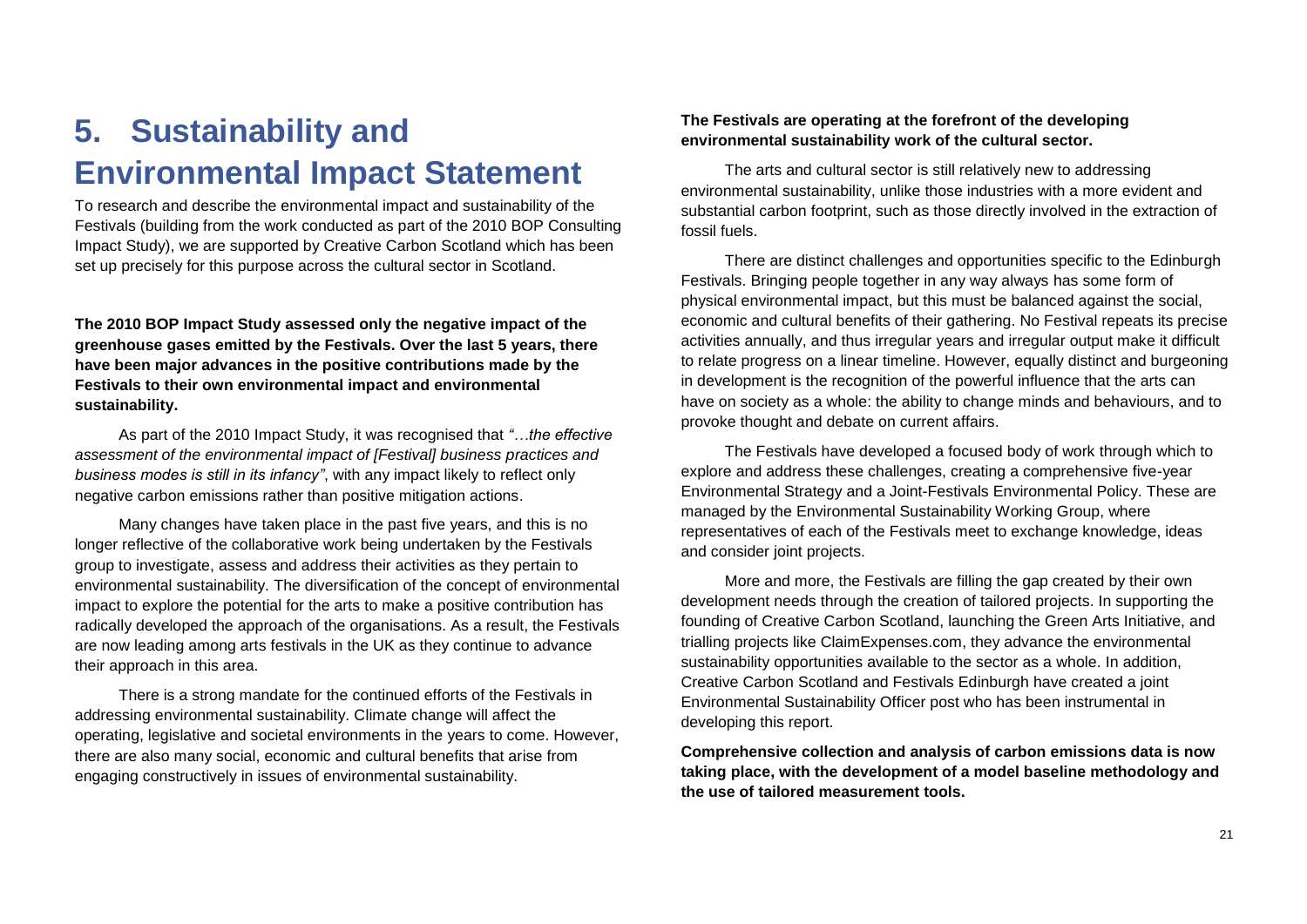# 5. Sustainability and Environmental Impact Statement

To research and describe the environmental impact and sustainability of the Festivals (building from the work conducted as part of the 2010 BOP Consulting Impact Study), we are supported by Creative Carbon Scotland which has been set up precisely for this purpose across the cultural sector in Scotland.

**The 2010 BOP Impact Study assessed only the negative impact of the greenhouse gases emitted by the Festivals. Over the last 5 years, there have been major advances in the positive contributions made by the Festivals to their own environmental impact and environmental sustainability.**

As part of the 2010 Impact Study, it was recognised that *"…the effective assessment of the environmental impact of [Festival] business practices and business modes is still in its infancy"*, with any impact likely to reflect only negative carbon emissions rather than positive mitigation actions.

Many changes have taken place in the past five years, and this is no longer reflective of the collaborative work being undertaken by the Festivals group to investigate, assess and address their activities as they pertain to environmental sustainability. The diversification of the concept of environmental impact to explore the potential for the arts to make a positive contribution has radically developed the approach of the organisations. As a result, the Festivals are now leading among arts festivals in the UK as they continue to advance their approach in this area.

There is a strong mandate for the continued efforts of the Festivals in addressing environmental sustainability. Climate change will affect the operating, legislative and societal environments in the years to come. However, there are also many social, economic and cultural benefits that arise from engaging constructively in issues of environmental sustainability.

**The Festivals are operating at the forefront of the developing environmental sustainability work of the cultural sector.**

The arts and cultural sector is still relatively new to addressing environmental sustainability, unlike those industries with a more evident and substantial carbon footprint, such as those directly involved in the extraction of fossil fuels.

There are distinct challenges and opportunities specific to the Edinburgh Festivals. Bringing people together in any way always has some form of physical environmental impact, but this must be balanced against the social, economic and cultural benefits of their gathering. No Festival repeats its precise activities annually, and thus irregular years and irregular output make it difficult to relate progress on a linear timeline. However, equally distinct and burgeoning in development is the recognition of the powerful influence that the arts can have on society as a whole: the ability to change minds and behaviours, and to provoke thought and debate on current affairs.

The Festivals have developed a focused body of work through which to explore and address these challenges, creating a comprehensive five-year Environmental Strategy and a Joint-Festivals Environmental Policy. These are managed by the Environmental Sustainability Working Group, where representatives of each of the Festivals meet to exchange knowledge, ideas and consider joint projects.

More and more, the Festivals are filling the gap created by their own development needs through the creation of tailored projects. In supporting the founding of Creative Carbon Scotland, launching the Green Arts Initiative, and trialling projects like ClaimExpenses.com, they advance the environmental sustainability opportunities available to the sector as a whole. In addition, Creative Carbon Scotland and Festivals Edinburgh have created a joint Environmental Sustainability Officer post who has been instrumental in developing this report.

**Comprehensive collection and analysis of carbon emissions data is now taking place, with the development of a model baseline methodology and the use of tailored measurement tools.**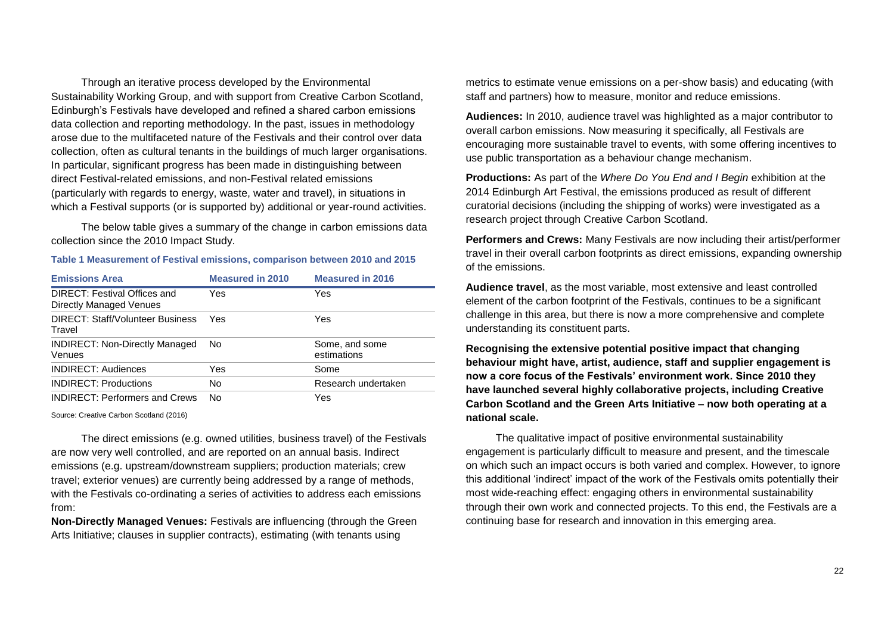Through an iterative process developed by the Environmental Sustainability Working Group, and with support from Creative Carbon Scotland, Edinburgh's Festivals have developed and refined a shared carbon emissions data collection and reporting methodology. In the past, issues in methodology arose due to the multifaceted nature of the Festivals and their control over data collection, often as cultural tenants in the buildings of much larger organisations. In particular, significant progress has been made in distinguishing between direct Festival-related emissions, and non-Festival related emissions (particularly with regards to energy, waste, water and travel), in situations in which a Festival supports (or is supported by) additional or year-round activities.

The below table gives a summary of the change in carbon emissions data collection since the 2010 Impact Study.

**Table 1 Measurement of Festival emissions, comparison between 2010 and 2015**

| Emissions Area | Measured in 2010 | Measured in 2016 |
|---|---|---|
| DIRECT: Festival Offices and Directly Managed Venues | Yes | Yes |
| DIRECT: Staff/Volunteer Business Travel | Yes | Yes |
| INDIRECT: Non-Directly Managed Venues | No | Some, and some estimations |
| INDIRECT: Audiences | Yes | Some |
| INDIRECT: Productions | No | Research undertaken |
| INDIRECT: Performers and Crews | No | Yes |

Source: Creative Carbon Scotland (2016)

The direct emissions (e.g. owned utilities, business travel) of the Festivals are now very well controlled, and are reported on an annual basis. Indirect emissions (e.g. upstream/downstream suppliers; production materials; crew travel; exterior venues) are currently being addressed by a range of methods, with the Festivals co-ordinating a series of activities to address each emissions from:

**Non-Directly Managed Venues:** Festivals are influencing (through the Green Arts Initiative; clauses in supplier contracts), estimating (with tenants using metrics to estimate venue emissions on a per-show basis) and educating (with staff and partners) how to measure, monitor and reduce emissions.

**Audiences:** In 2010, audience travel was highlighted as a major contributor to overall carbon emissions. Now measuring it specifically, all Festivals are encouraging more sustainable travel to events, with some offering incentives to use public transportation as a behaviour change mechanism.

**Productions:** As part of the *Where Do You End and I Begin* exhibition at the 2014 Edinburgh Art Festival, the emissions produced as result of different curatorial decisions (including the shipping of works) were investigated as a research project through Creative Carbon Scotland.

**Performers and Crews:** Many Festivals are now including their artist/performer travel in their overall carbon footprints as direct emissions, expanding ownership of the emissions.

**Audience travel**, as the most variable, most extensive and least controlled element of the carbon footprint of the Festivals, continues to be a significant challenge in this area, but there is now a more comprehensive and complete understanding its constituent parts.

**Recognising the extensive potential positive impact that changing behaviour might have, artist, audience, staff and supplier engagement is now a core focus of the Festivals' environment work. Since 2010 they have launched several highly collaborative projects, including Creative Carbon Scotland and the Green Arts Initiative – now both operating at a national scale.**

The qualitative impact of positive environmental sustainability engagement is particularly difficult to measure and present, and the timescale on which such an impact occurs is both varied and complex. However, to ignore this additional 'indirect' impact of the work of the Festivals omits potentially their most wide-reaching effect: engaging others in environmental sustainability through their own work and connected projects. To this end, the Festivals are a continuing base for research and innovation in this emerging area.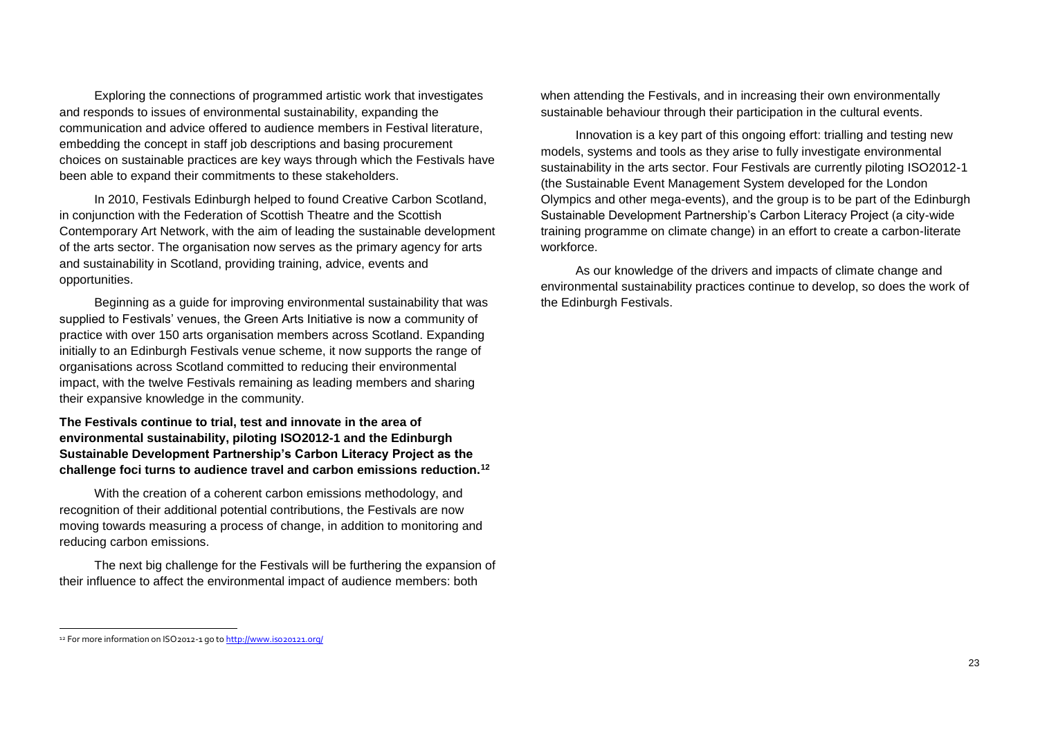Exploring the connections of programmed artistic work that investigates and responds to issues of environmental sustainability, expanding the communication and advice offered to audience members in Festival literature, embedding the concept in staff job descriptions and basing procurement choices on sustainable practices are key ways through which the Festivals have been able to expand their commitments to these stakeholders.

In 2010, Festivals Edinburgh helped to found Creative Carbon Scotland, in conjunction with the Federation of Scottish Theatre and the Scottish Contemporary Art Network, with the aim of leading the sustainable development of the arts sector. The organisation now serves as the primary agency for arts and sustainability in Scotland, providing training, advice, events and opportunities.

Beginning as a guide for improving environmental sustainability that was supplied to Festivals' venues, the Green Arts Initiative is now a community of practice with over 150 arts organisation members across Scotland. Expanding initially to an Edinburgh Festivals venue scheme, it now supports the range of organisations across Scotland committed to reducing their environmental impact, with the twelve Festivals remaining as leading members and sharing their expansive knowledge in the community.

**The Festivals continue to trial, test and innovate in the area of environmental sustainability, piloting ISO2012-1 and the Edinburgh Sustainable Development Partnership's Carbon Literacy Project as the challenge foci turns to audience travel and carbon emissions reduction.**[12]

With the creation of a coherent carbon emissions methodology, and recognition of their additional potential contributions, the Festivals are now moving towards measuring a process of change, in addition to monitoring and reducing carbon emissions.

The next big challenge for the Festivals will be furthering the expansion of their influence to affect the environmental impact of audience members: both when attending the Festivals, and in increasing their own environmentally sustainable behaviour through their participation in the cultural events.

Innovation is a key part of this ongoing effort: trialling and testing new models, systems and tools as they arise to fully investigate environmental sustainability in the arts sector. Four Festivals are currently piloting ISO2012-1 (the Sustainable Event Management System developed for the London Olympics and other mega-events), and the group is to be part of the Edinburgh Sustainable Development Partnership's Carbon Literacy Project (a city-wide training programme on climate change) in an effort to create a carbon-literate workforce.

As our knowledge of the drivers and impacts of climate change and environmental sustainability practices continue to develop, so does the work of the Edinburgh Festivals.

[12] For more information on ISO2012-1 go to http://www.iso20121.org/